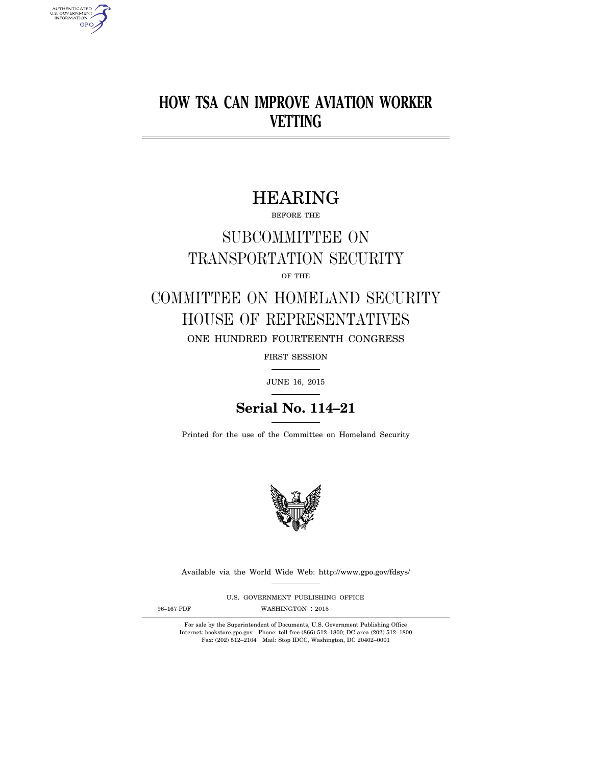# HOW TSA CAN IMPROVE AVIATION WORKER VETTING

## HEARING

BEFORE THE

## SUBCOMMITTEE ON TRANSPORTATION SECURITY

OF THE

## COMMITTEE ON HOMELAND SECURITY HOUSE OF REPRESENTATIVES

ONE HUNDRED FOURTEENTH CONGRESS

FIRST SESSION

JUNE 16, 2015

**Serial No. 114–21**

Printed for the use of the Committee on Homeland Security

Available via the World Wide Web: http://www.gpo.gov/fdsys/

U.S. GOVERNMENT PUBLISHING OFFICE

96–167 PDF WASHINGTON : 2015

For sale by the Superintendent of Documents, U.S. Government Publishing Office
Internet: bookstore.gpo.gov Phone: toll free (866) 512–1800; DC area (202) 512–1800
Fax: (202) 512–2104 Mail: Stop IDCC, Washington, DC 20402–0001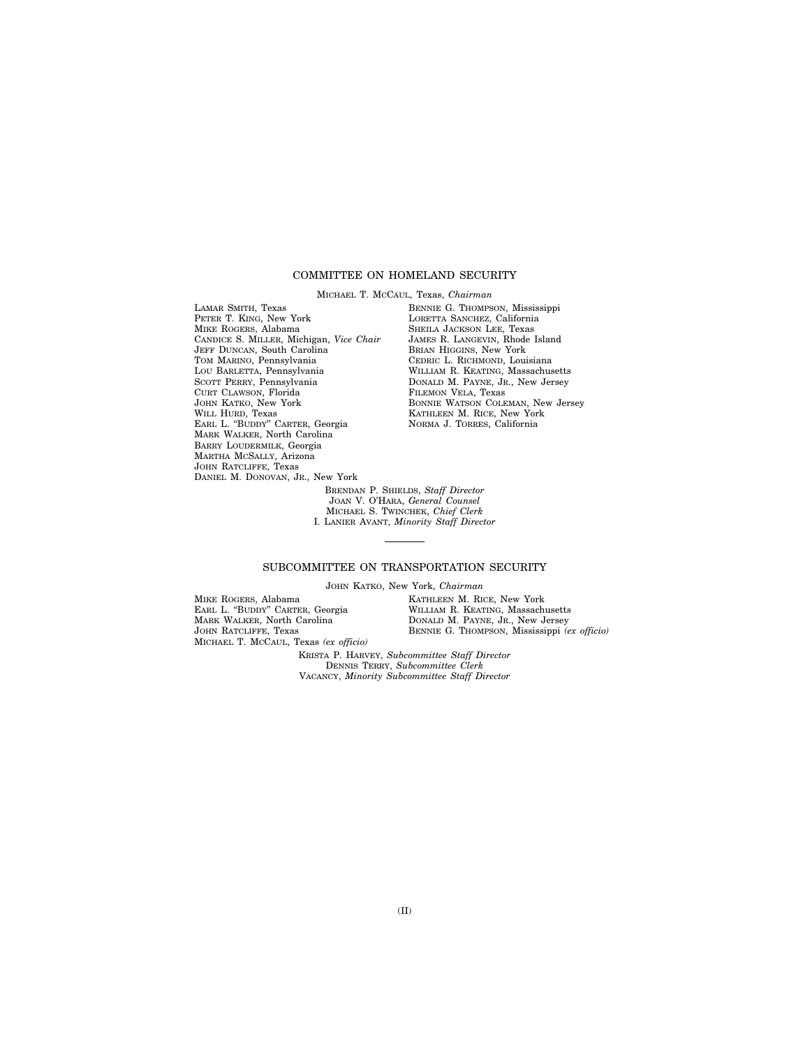## COMMITTEE ON HOMELAND SECURITY

MICHAEL T. MCCAUL, Texas, *Chairman*

LAMAR SMITH, Texas
PETER T. KING, New York
MIKE ROGERS, Alabama
CANDICE S. MILLER, Michigan, *Vice Chair*
JEFF DUNCAN, South Carolina
TOM MARINO, Pennsylvania
LOU BARLETTA, Pennsylvania
SCOTT PERRY, Pennsylvania
CURT CLAWSON, Florida
JOHN KATKO, New York
WILL HURD, Texas
EARL L. "BUDDY" CARTER, Georgia
MARK WALKER, North Carolina
BARRY LOUDERMILK, Georgia
MARTHA MCSALLY, Arizona
JOHN RATCLIFFE, Texas
DANIEL M. DONOVAN, JR., New York

BENNIE G. THOMPSON, Mississippi
LORETTA SANCHEZ, California
SHEILA JACKSON LEE, Texas
JAMES R. LANGEVIN, Rhode Island
BRIAN HIGGINS, New York
CEDRIC L. RICHMOND, Louisiana
WILLIAM R. KEATING, Massachusetts
DONALD M. PAYNE, JR., New Jersey
FILEMON VELA, Texas
BONNIE WATSON COLEMAN, New Jersey
KATHLEEN M. RICE, New York
NORMA J. TORRES, California

BRENDAN P. SHIELDS, *Staff Director*
JOAN V. O'HARA, *General Counsel*
MICHAEL S. TWINCHEK, *Chief Clerk*
I. LANIER AVANT, *Minority Staff Director*

---

## SUBCOMMITTEE ON TRANSPORTATION SECURITY

JOHN KATKO, New York, *Chairman*

MIKE ROGERS, Alabama
EARL L. "BUDDY" CARTER, Georgia
MARK WALKER, North Carolina
JOHN RATCLIFFE, Texas
MICHAEL T. MCCAUL, Texas *(ex officio)*

KATHLEEN M. RICE, New York
WILLIAM R. KEATING, Massachusetts
DONALD M. PAYNE, JR., New Jersey
BENNIE G. THOMPSON, Mississippi *(ex officio)*

KRISTA P. HARVEY, *Subcommittee Staff Director*
DENNIS TERRY, *Subcommittee Clerk*
VACANCY, *Minority Subcommittee Staff Director*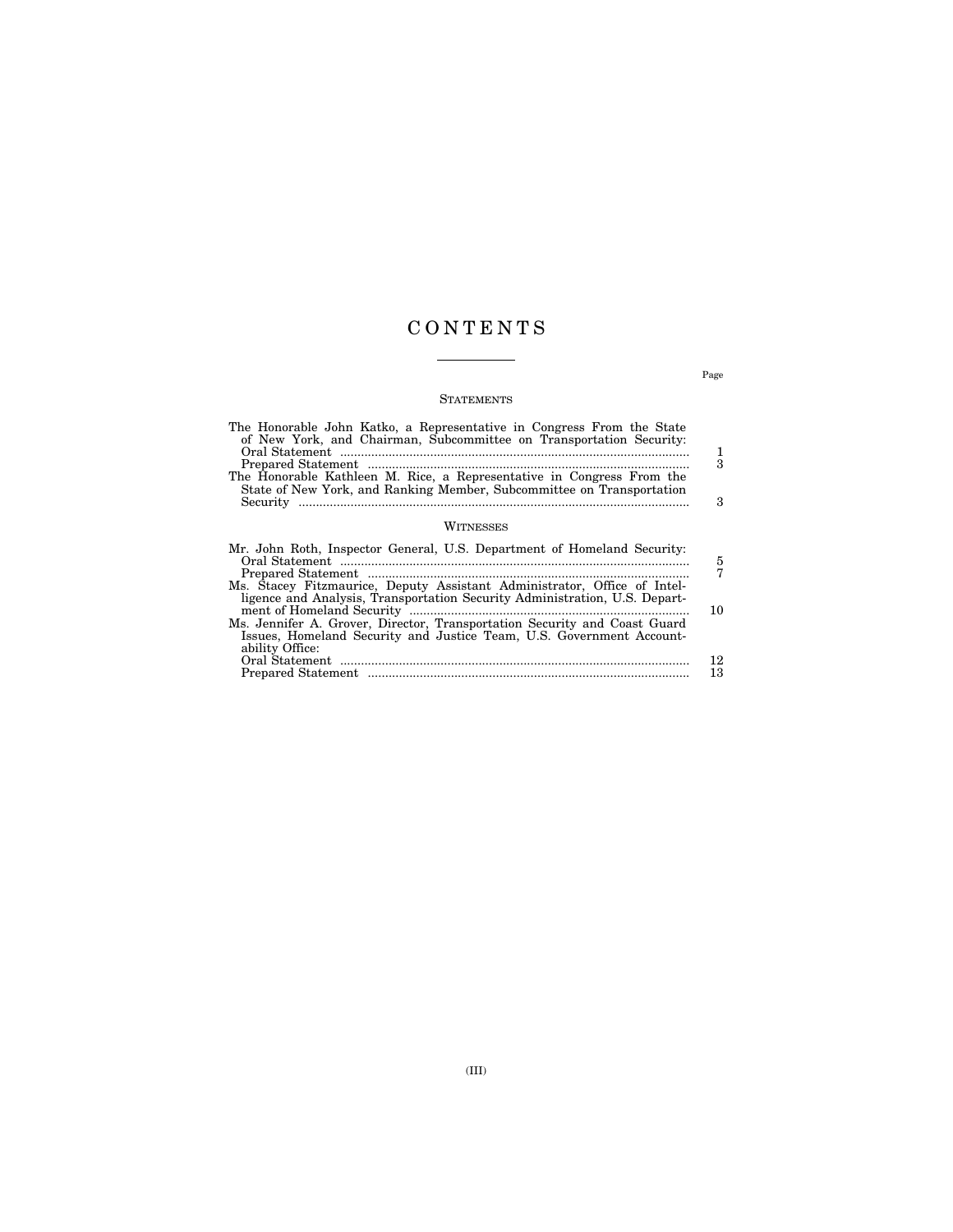# CONTENTS

Page

## STATEMENTS

The Honorable John Katko, a Representative in Congress From the State of New York, and Chairman, Subcommittee on Transportation Security:
- Oral Statement .......... 1
- Prepared Statement .......... 3

The Honorable Kathleen M. Rice, a Representative in Congress From the State of New York, and Ranking Member, Subcommittee on Transportation Security .......... 3

## WITNESSES

Mr. John Roth, Inspector General, U.S. Department of Homeland Security:
- Oral Statement .......... 5
- Prepared Statement .......... 7

Ms. Stacey Fitzmaurice, Deputy Assistant Administrator, Office of Intelligence and Analysis, Transportation Security Administration, U.S. Department of Homeland Security .......... 10

Ms. Jennifer A. Grover, Director, Transportation Security and Coast Guard Issues, Homeland Security and Justice Team, U.S. Government Accountability Office:
- Oral Statement .......... 12
- Prepared Statement .......... 13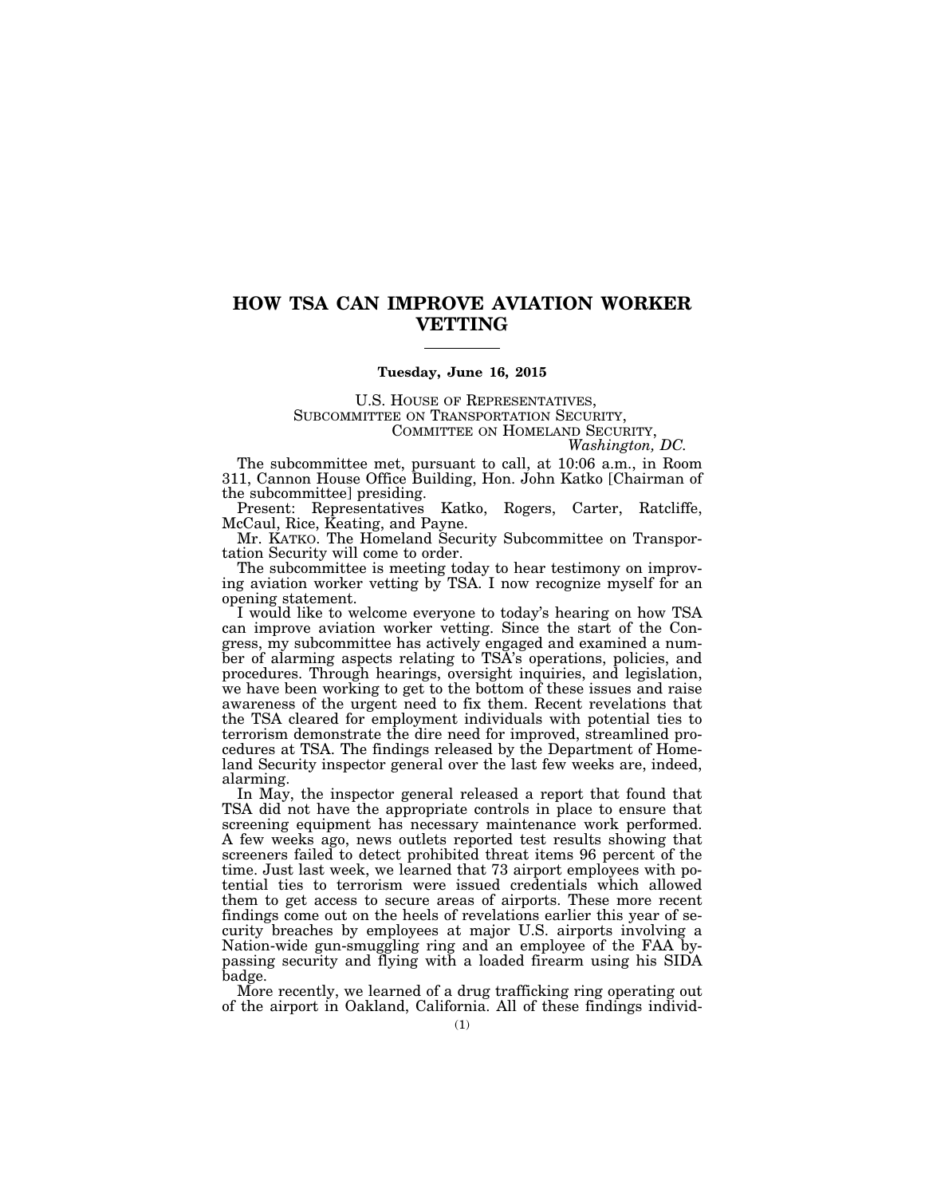# HOW TSA CAN IMPROVE AVIATION WORKER VETTING

---

**Tuesday, June 16, 2015**

U.S. HOUSE OF REPRESENTATIVES,
SUBCOMMITTEE ON TRANSPORTATION SECURITY,
COMMITTEE ON HOMELAND SECURITY,
*Washington, DC.*

The subcommittee met, pursuant to call, at 10:06 a.m., in Room 311, Cannon House Office Building, Hon. John Katko [Chairman of the subcommittee] presiding.

Present: Representatives Katko, Rogers, Carter, Ratcliffe, McCaul, Rice, Keating, and Payne.

Mr. KATKO. The Homeland Security Subcommittee on Transportation Security will come to order.

The subcommittee is meeting today to hear testimony on improving aviation worker vetting by TSA. I now recognize myself for an opening statement.

I would like to welcome everyone to today's hearing on how TSA can improve aviation worker vetting. Since the start of the Congress, my subcommittee has actively engaged and examined a number of alarming aspects relating to TSA's operations, policies, and procedures. Through hearings, oversight inquiries, and legislation, we have been working to get to the bottom of these issues and raise awareness of the urgent need to fix them. Recent revelations that the TSA cleared for employment individuals with potential ties to terrorism demonstrate the dire need for improved, streamlined procedures at TSA. The findings released by the Department of Homeland Security inspector general over the last few weeks are, indeed, alarming.

In May, the inspector general released a report that found that TSA did not have the appropriate controls in place to ensure that screening equipment has necessary maintenance work performed. A few weeks ago, news outlets reported test results showing that screeners failed to detect prohibited threat items 96 percent of the time. Just last week, we learned that 73 airport employees with potential ties to terrorism were issued credentials which allowed them to get access to secure areas of airports. These more recent findings come out on the heels of revelations earlier this year of security breaches by employees at major U.S. airports involving a Nation-wide gun-smuggling ring and an employee of the FAA bypassing security and flying with a loaded firearm using his SIDA badge.

More recently, we learned of a drug trafficking ring operating out of the airport in Oakland, California. All of these findings individ-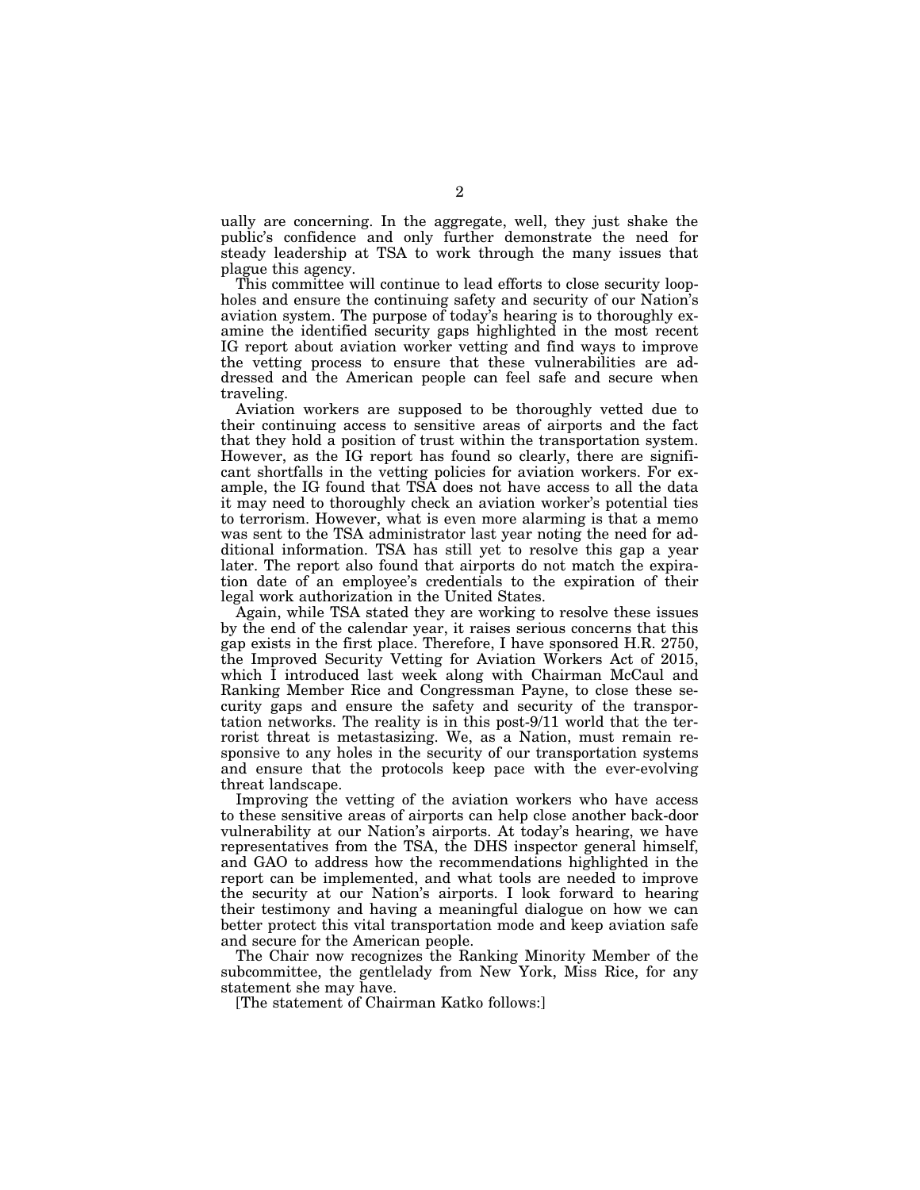ually are concerning. In the aggregate, well, they just shake the public's confidence and only further demonstrate the need for steady leadership at TSA to work through the many issues that plague this agency.

This committee will continue to lead efforts to close security loopholes and ensure the continuing safety and security of our Nation's aviation system. The purpose of today's hearing is to thoroughly examine the identified security gaps highlighted in the most recent IG report about aviation worker vetting and find ways to improve the vetting process to ensure that these vulnerabilities are addressed and the American people can feel safe and secure when traveling.

Aviation workers are supposed to be thoroughly vetted due to their continuing access to sensitive areas of airports and the fact that they hold a position of trust within the transportation system. However, as the IG report has found so clearly, there are significant shortfalls in the vetting policies for aviation workers. For example, the IG found that TSA does not have access to all the data it may need to thoroughly check an aviation worker's potential ties to terrorism. However, what is even more alarming is that a memo was sent to the TSA administrator last year noting the need for additional information. TSA has still yet to resolve this gap a year later. The report also found that airports do not match the expiration date of an employee's credentials to the expiration of their legal work authorization in the United States.

Again, while TSA stated they are working to resolve these issues by the end of the calendar year, it raises serious concerns that this gap exists in the first place. Therefore, I have sponsored H.R. 2750, the Improved Security Vetting for Aviation Workers Act of 2015, which I introduced last week along with Chairman McCaul and Ranking Member Rice and Congressman Payne, to close these security gaps and ensure the safety and security of the transportation networks. The reality is in this post-9/11 world that the terrorist threat is metastasizing. We, as a Nation, must remain responsive to any holes in the security of our transportation systems and ensure that the protocols keep pace with the ever-evolving threat landscape.

Improving the vetting of the aviation workers who have access to these sensitive areas of airports can help close another back-door vulnerability at our Nation's airports. At today's hearing, we have representatives from the TSA, the DHS inspector general himself, and GAO to address how the recommendations highlighted in the report can be implemented, and what tools are needed to improve the security at our Nation's airports. I look forward to hearing their testimony and having a meaningful dialogue on how we can better protect this vital transportation mode and keep aviation safe and secure for the American people.

The Chair now recognizes the Ranking Minority Member of the subcommittee, the gentlelady from New York, Miss Rice, for any statement she may have.

[The statement of Chairman Katko follows:]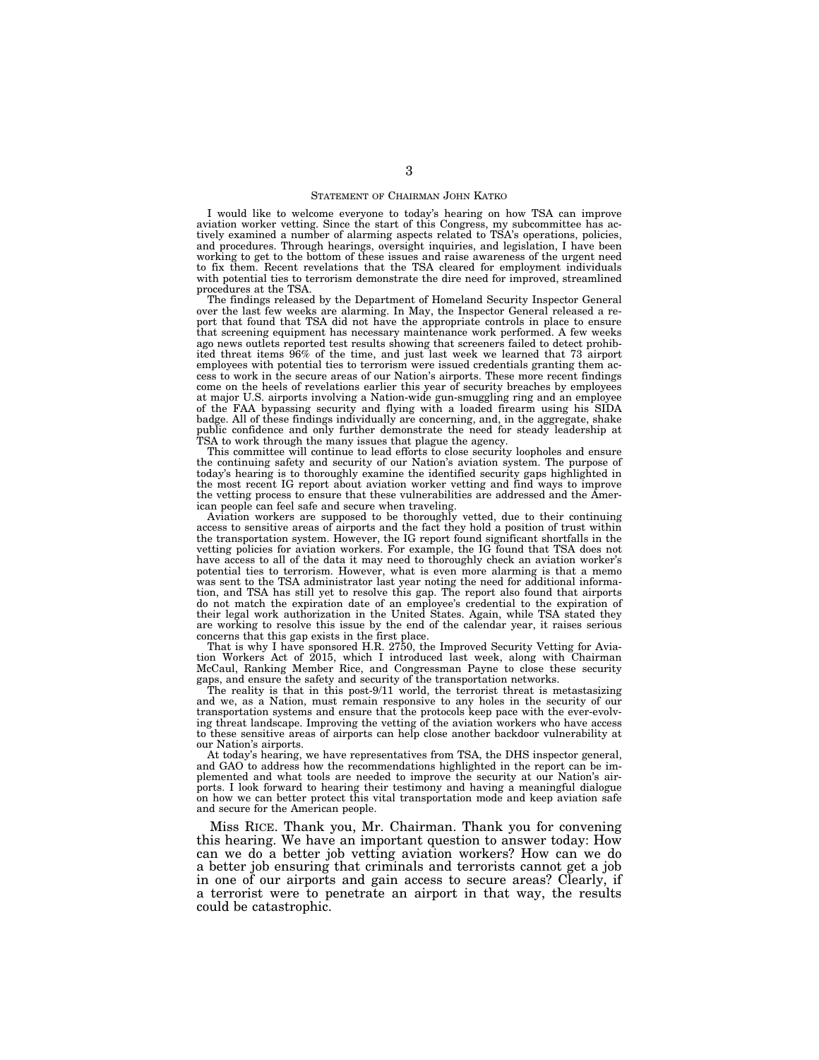STATEMENT OF CHAIRMAN JOHN KATKO

I would like to welcome everyone to today's hearing on how TSA can improve aviation worker vetting. Since the start of this Congress, my subcommittee has actively examined a number of alarming aspects related to TSA's operations, policies, and procedures. Through hearings, oversight inquiries, and legislation, I have been working to get to the bottom of these issues and raise awareness of the urgent need to fix them. Recent revelations that the TSA cleared for employment individuals with potential ties to terrorism demonstrate the dire need for improved, streamlined procedures at the TSA.

The findings released by the Department of Homeland Security Inspector General over the last few weeks are alarming. In May, the Inspector General released a report that found that TSA did not have the appropriate controls in place to ensure that screening equipment has necessary maintenance work performed. A few weeks ago news outlets reported test results showing that screeners failed to detect prohibited threat items 96% of the time, and just last week we learned that 73 airport employees with potential ties to terrorism were issued credentials granting them access to work in the secure areas of our Nation's airports. These more recent findings come on the heels of revelations earlier this year of security breaches by employees at major U.S. airports involving a Nation-wide gun-smuggling ring and an employee of the FAA bypassing security and flying with a loaded firearm using his SIDA badge. All of these findings individually are concerning, and, in the aggregate, shake public confidence and only further demonstrate the need for steady leadership at TSA to work through the many issues that plague the agency.

This committee will continue to lead efforts to close security loopholes and ensure the continuing safety and security of our Nation's aviation system. The purpose of today's hearing is to thoroughly examine the identified security gaps highlighted in the most recent IG report about aviation worker vetting and find ways to improve the vetting process to ensure that these vulnerabilities are addressed and the American people can feel safe and secure when traveling.

Aviation workers are supposed to be thoroughly vetted, due to their continuing access to sensitive areas of airports and the fact they hold a position of trust within the transportation system. However, the IG report found significant shortfalls in the vetting policies for aviation workers. For example, the IG found that TSA does not have access to all of the data it may need to thoroughly check an aviation worker's potential ties to terrorism. However, what is even more alarming is that a memo was sent to the TSA administrator last year noting the need for additional information, and TSA has still yet to resolve this gap. The report also found that airports do not match the expiration date of an employee's credential to the expiration of their legal work authorization in the United States. Again, while TSA stated they are working to resolve this issue by the end of the calendar year, it raises serious concerns that this gap exists in the first place.

That is why I have sponsored H.R. 2750, the Improved Security Vetting for Aviation Workers Act of 2015, which I introduced last week, along with Chairman McCaul, Ranking Member Rice, and Congressman Payne to close these security gaps, and ensure the safety and security of the transportation networks.

The reality is that in this post-9/11 world, the terrorist threat is metastasizing and we, as a Nation, must remain responsive to any holes in the security of our transportation systems and ensure that the protocols keep pace with the ever-evolving threat landscape. Improving the vetting of the aviation workers who have access to these sensitive areas of airports can help close another backdoor vulnerability at our Nation's airports.

At today's hearing, we have representatives from TSA, the DHS inspector general, and GAO to address how the recommendations highlighted in the report can be implemented and what tools are needed to improve the security at our Nation's airports. I look forward to hearing their testimony and having a meaningful dialogue on how we can better protect this vital transportation mode and keep aviation safe and secure for the American people.

Miss RICE. Thank you, Mr. Chairman. Thank you for convening this hearing. We have an important question to answer today: How can we do a better job vetting aviation workers? How can we do a better job ensuring that criminals and terrorists cannot get a job in one of our airports and gain access to secure areas? Clearly, if a terrorist were to penetrate an airport in that way, the results could be catastrophic.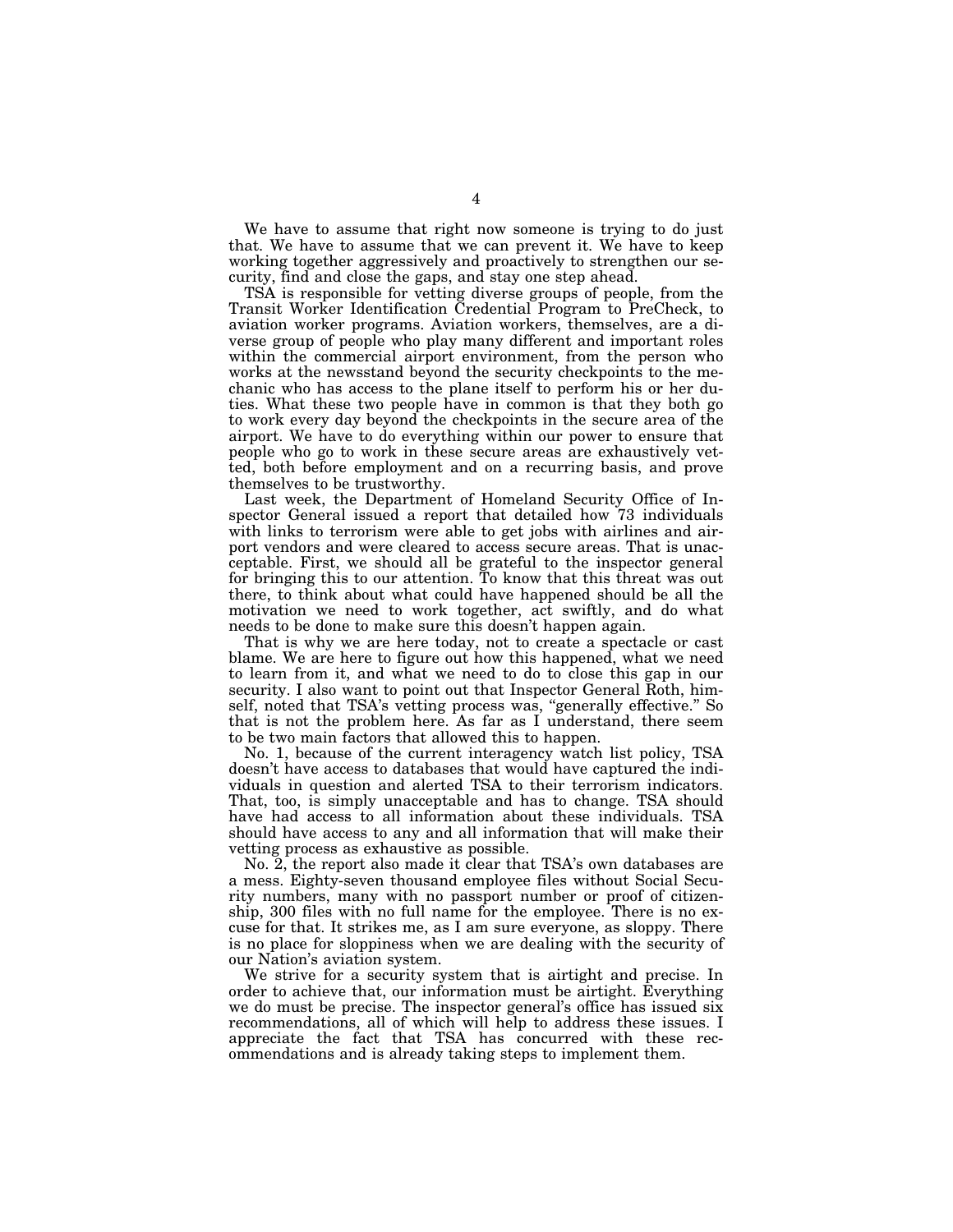We have to assume that right now someone is trying to do just that. We have to assume that we can prevent it. We have to keep working together aggressively and proactively to strengthen our security, find and close the gaps, and stay one step ahead.

TSA is responsible for vetting diverse groups of people, from the Transit Worker Identification Credential Program to PreCheck, to aviation worker programs. Aviation workers, themselves, are a diverse group of people who play many different and important roles within the commercial airport environment, from the person who works at the newsstand beyond the security checkpoints to the mechanic who has access to the plane itself to perform his or her duties. What these two people have in common is that they both go to work every day beyond the checkpoints in the secure area of the airport. We have to do everything within our power to ensure that people who go to work in these secure areas are exhaustively vetted, both before employment and on a recurring basis, and prove themselves to be trustworthy.

Last week, the Department of Homeland Security Office of Inspector General issued a report that detailed how 73 individuals with links to terrorism were able to get jobs with airlines and airport vendors and were cleared to access secure areas. That is unacceptable. First, we should all be grateful to the inspector general for bringing this to our attention. To know that this threat was out there, to think about what could have happened should be all the motivation we need to work together, act swiftly, and do what needs to be done to make sure this doesn't happen again.

That is why we are here today, not to create a spectacle or cast blame. We are here to figure out how this happened, what we need to learn from it, and what we need to do to close this gap in our security. I also want to point out that Inspector General Roth, himself, noted that TSA's vetting process was, "generally effective." So that is not the problem here. As far as I understand, there seem to be two main factors that allowed this to happen.

No. 1, because of the current interagency watch list policy, TSA doesn't have access to databases that would have captured the individuals in question and alerted TSA to their terrorism indicators. That, too, is simply unacceptable and has to change. TSA should have had access to all information about these individuals. TSA should have access to any and all information that will make their vetting process as exhaustive as possible.

No. 2, the report also made it clear that TSA's own databases are a mess. Eighty-seven thousand employee files without Social Security numbers, many with no passport number or proof of citizenship, 300 files with no full name for the employee. There is no excuse for that. It strikes me, as I am sure everyone, as sloppy. There is no place for sloppiness when we are dealing with the security of our Nation's aviation system.

We strive for a security system that is airtight and precise. In order to achieve that, our information must be airtight. Everything we do must be precise. The inspector general's office has issued six recommendations, all of which will help to address these issues. I appreciate the fact that TSA has concurred with these recommendations and is already taking steps to implement them.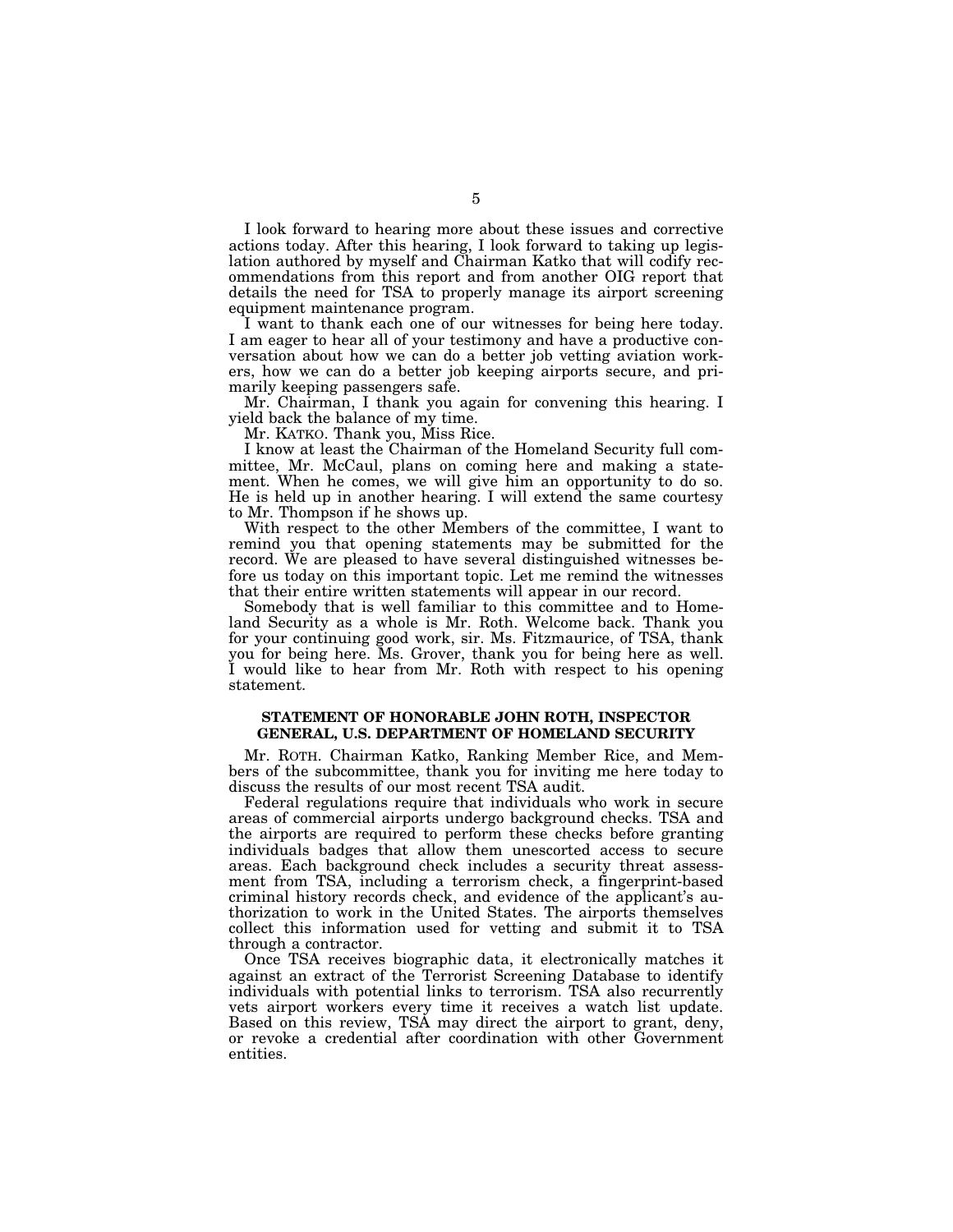I look forward to hearing more about these issues and corrective actions today. After this hearing, I look forward to taking up legislation authored by myself and Chairman Katko that will codify recommendations from this report and from another OIG report that details the need for TSA to properly manage its airport screening equipment maintenance program.

I want to thank each one of our witnesses for being here today. I am eager to hear all of your testimony and have a productive conversation about how we can do a better job vetting aviation workers, how we can do a better job keeping airports secure, and primarily keeping passengers safe.

Mr. Chairman, I thank you again for convening this hearing. I yield back the balance of my time.

Mr. KATKO. Thank you, Miss Rice.

I know at least the Chairman of the Homeland Security full committee, Mr. McCaul, plans on coming here and making a statement. When he comes, we will give him an opportunity to do so. He is held up in another hearing. I will extend the same courtesy to Mr. Thompson if he shows up.

With respect to the other Members of the committee, I want to remind you that opening statements may be submitted for the record. We are pleased to have several distinguished witnesses before us today on this important topic. Let me remind the witnesses that their entire written statements will appear in our record.

Somebody that is well familiar to this committee and to Homeland Security as a whole is Mr. Roth. Welcome back. Thank you for your continuing good work, sir. Ms. Fitzmaurice, of TSA, thank you for being here. Ms. Grover, thank you for being here as well. I would like to hear from Mr. Roth with respect to his opening statement.

## STATEMENT OF HONORABLE JOHN ROTH, INSPECTOR GENERAL, U.S. DEPARTMENT OF HOMELAND SECURITY

Mr. ROTH. Chairman Katko, Ranking Member Rice, and Members of the subcommittee, thank you for inviting me here today to discuss the results of our most recent TSA audit.

Federal regulations require that individuals who work in secure areas of commercial airports undergo background checks. TSA and the airports are required to perform these checks before granting individuals badges that allow them unescorted access to secure areas. Each background check includes a security threat assessment from TSA, including a terrorism check, a fingerprint-based criminal history records check, and evidence of the applicant's authorization to work in the United States. The airports themselves collect this information used for vetting and submit it to TSA through a contractor.

Once TSA receives biographic data, it electronically matches it against an extract of the Terrorist Screening Database to identify individuals with potential links to terrorism. TSA also recurrently vets airport workers every time it receives a watch list update. Based on this review, TSA may direct the airport to grant, deny, or revoke a credential after coordination with other Government entities.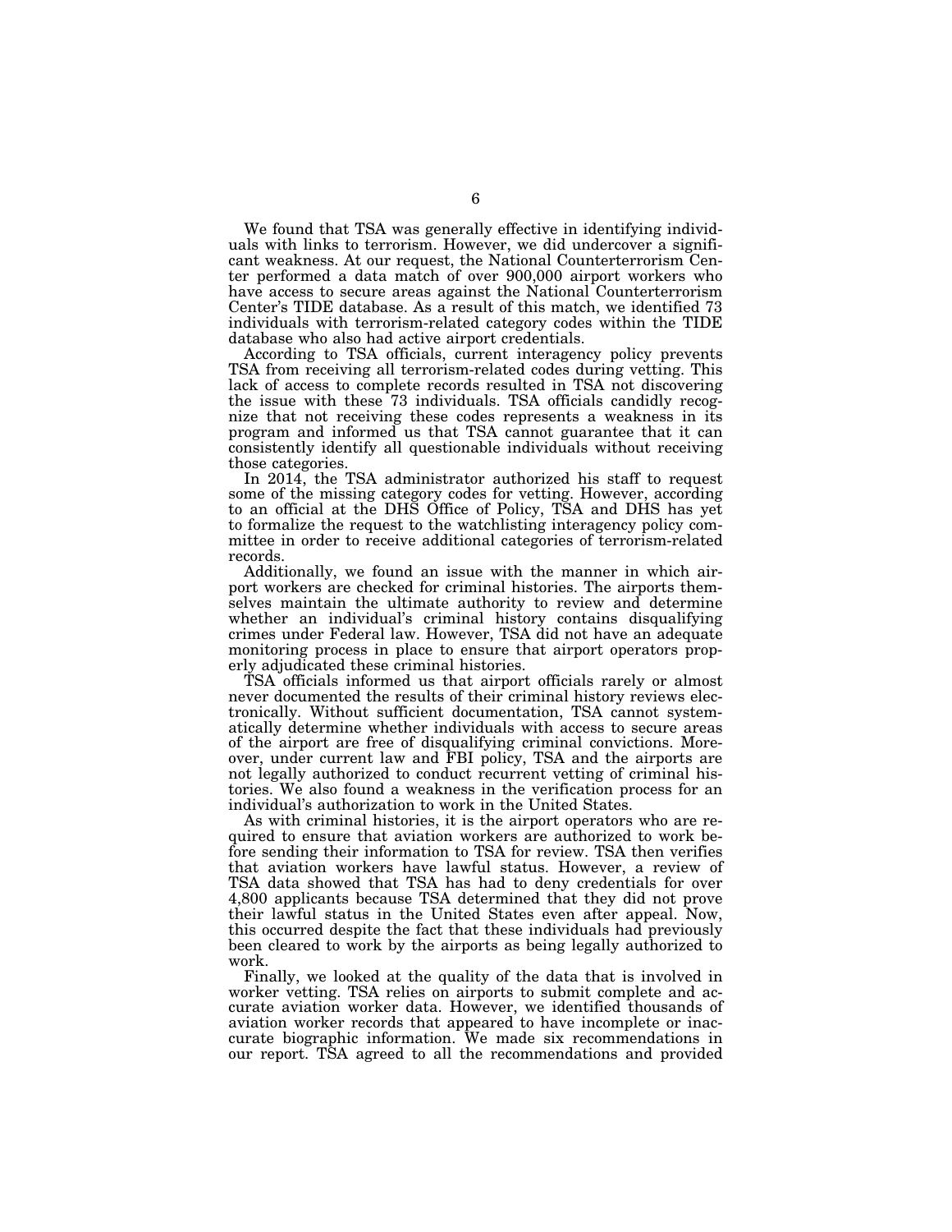We found that TSA was generally effective in identifying individuals with links to terrorism. However, we did undercover a significant weakness. At our request, the National Counterterrorism Center performed a data match of over 900,000 airport workers who have access to secure areas against the National Counterterrorism Center's TIDE database. As a result of this match, we identified 73 individuals with terrorism-related category codes within the TIDE database who also had active airport credentials.

According to TSA officials, current interagency policy prevents TSA from receiving all terrorism-related codes during vetting. This lack of access to complete records resulted in TSA not discovering the issue with these 73 individuals. TSA officials candidly recognize that not receiving these codes represents a weakness in its program and informed us that TSA cannot guarantee that it can consistently identify all questionable individuals without receiving those categories.

In 2014, the TSA administrator authorized his staff to request some of the missing category codes for vetting. However, according to an official at the DHS Office of Policy, TSA and DHS has yet to formalize the request to the watchlisting interagency policy committee in order to receive additional categories of terrorism-related records.

Additionally, we found an issue with the manner in which airport workers are checked for criminal histories. The airports themselves maintain the ultimate authority to review and determine whether an individual's criminal history contains disqualifying crimes under Federal law. However, TSA did not have an adequate monitoring process in place to ensure that airport operators properly adjudicated these criminal histories.

TSA officials informed us that airport officials rarely or almost never documented the results of their criminal history reviews electronically. Without sufficient documentation, TSA cannot systematically determine whether individuals with access to secure areas of the airport are free of disqualifying criminal convictions. Moreover, under current law and FBI policy, TSA and the airports are not legally authorized to conduct recurrent vetting of criminal histories. We also found a weakness in the verification process for an individual's authorization to work in the United States.

As with criminal histories, it is the airport operators who are required to ensure that aviation workers are authorized to work before sending their information to TSA for review. TSA then verifies that aviation workers have lawful status. However, a review of TSA data showed that TSA has had to deny credentials for over 4,800 applicants because TSA determined that they did not prove their lawful status in the United States even after appeal. Now, this occurred despite the fact that these individuals had previously been cleared to work by the airports as being legally authorized to work.

Finally, we looked at the quality of the data that is involved in worker vetting. TSA relies on airports to submit complete and accurate aviation worker data. However, we identified thousands of aviation worker records that appeared to have incomplete or inaccurate biographic information. We made six recommendations in our report. TSA agreed to all the recommendations and provided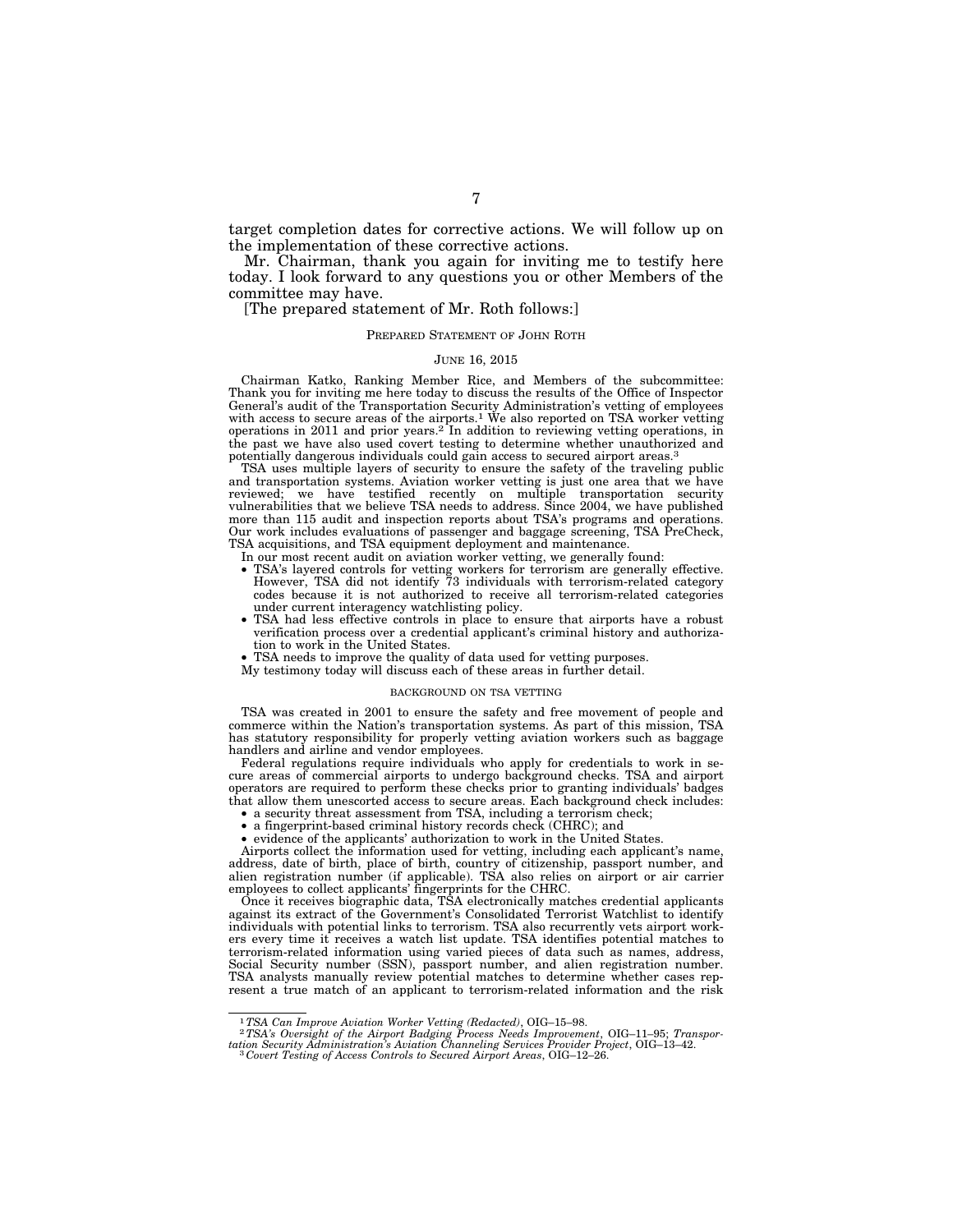target completion dates for corrective actions. We will follow up on the implementation of these corrective actions.

Mr. Chairman, thank you again for inviting me to testify here today. I look forward to any questions you or other Members of the committee may have.

[The prepared statement of Mr. Roth follows:]

PREPARED STATEMENT OF JOHN ROTH

JUNE 16, 2015

Chairman Katko, Ranking Member Rice, and Members of the subcommittee: Thank you for inviting me here today to discuss the results of the Office of Inspector General's audit of the Transportation Security Administration's vetting of employees with access to secure areas of the airports.[1] We also reported on TSA worker vetting operations in 2011 and prior years.[2] In addition to reviewing vetting operations, in the past we have also used covert testing to determine whether unauthorized and potentially dangerous individuals could gain access to secured airport areas.[3]

TSA uses multiple layers of security to ensure the safety of the traveling public and transportation systems. Aviation worker vetting is just one area that we have reviewed; we have testified recently on multiple transportation security vulnerabilities that we believe TSA needs to address. Since 2004, we have published more than 115 audit and inspection reports about TSA's programs and operations. Our work includes evaluations of passenger and baggage screening, TSA PreCheck, TSA acquisitions, and TSA equipment deployment and maintenance.

In our most recent audit on aviation worker vetting, we generally found:

- TSA's layered controls for vetting workers for terrorism are generally effective. However, TSA did not identify 73 individuals with terrorism-related category codes because it is not authorized to receive all terrorism-related categories under current interagency watchlisting policy.
- TSA had less effective controls in place to ensure that airports have a robust verification process over a credential applicant's criminal history and authorization to work in the United States.
- TSA needs to improve the quality of data used for vetting purposes.

My testimony today will discuss each of these areas in further detail.

BACKGROUND ON TSA VETTING

TSA was created in 2001 to ensure the safety and free movement of people and commerce within the Nation's transportation systems. As part of this mission, TSA has statutory responsibility for properly vetting aviation workers such as baggage handlers and airline and vendor employees.

Federal regulations require individuals who apply for credentials to work in secure areas of commercial airports to undergo background checks. TSA and airport operators are required to perform these checks prior to granting individuals' badges that allow them unescorted access to secure areas. Each background check includes:

- a security threat assessment from TSA, including a terrorism check;
- a fingerprint-based criminal history records check (CHRC); and
- evidence of the applicants' authorization to work in the United States.

Airports collect the information used for vetting, including each applicant's name, address, date of birth, place of birth, country of citizenship, passport number, and alien registration number (if applicable). TSA also relies on airport or air carrier employees to collect applicants' fingerprints for the CHRC.

Once it receives biographic data, TSA electronically matches credential applicants against its extract of the Government's Consolidated Terrorist Watchlist to identify individuals with potential links to terrorism. TSA also recurrently vets airport workers every time it receives a watch list update. TSA identifies potential matches to terrorism-related information using varied pieces of data such as names, address, Social Security number (SSN), passport number, and alien registration number. TSA analysts manually review potential matches to determine whether cases represent a true match of an applicant to terrorism-related information and the risk

[1] *TSA Can Improve Aviation Worker Vetting (Redacted)*, OIG–15–98.

[2] *TSA's Oversight of the Airport Badging Process Needs Improvement*, OIG–11–95; *Transportation Security Administration's Aviation Channeling Services Provider Project*, OIG–13–42.

[3] *Covert Testing of Access Controls to Secured Airport Areas*, OIG–12–26.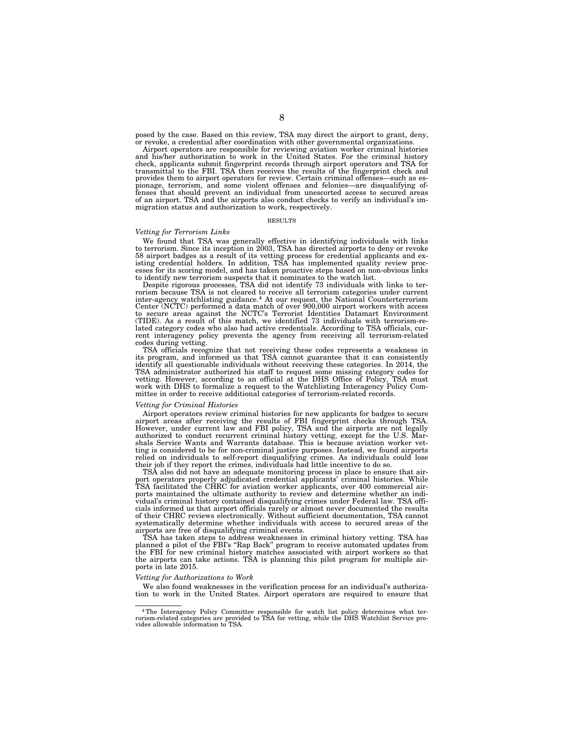posed by the case. Based on this review, TSA may direct the airport to grant, deny, or revoke, a credential after coordination with other governmental organizations.

Airport operators are responsible for reviewing aviation worker criminal histories and his/her authorization to work in the United States. For the criminal history check, applicants submit fingerprint records through airport operators and TSA for transmittal to the FBI. TSA then receives the results of the fingerprint check and provides them to airport operators for review. Certain criminal offenses—such as espionage, terrorism, and some violent offenses and felonies—are disqualifying offenses that should prevent an individual from unescorted access to secured areas of an airport. TSA and the airports also conduct checks to verify an individual's immigration status and authorization to work, respectively.

## RESULTS

### *Vetting for Terrorism Links*

We found that TSA was generally effective in identifying individuals with links to terrorism. Since its inception in 2003, TSA has directed airports to deny or revoke 58 airport badges as a result of its vetting process for credential applicants and existing credential holders. In addition, TSA has implemented quality review processes for its scoring model, and has taken proactive steps based on non-obvious links to identify new terrorism suspects that it nominates to the watch list.

Despite rigorous processes, TSA did not identify 73 individuals with links to terrorism because TSA is not cleared to receive all terrorism categories under current inter-agency watchlisting guidance.[4] At our request, the National Counterterrorism Center (NCTC) performed a data match of over 900,000 airport workers with access to secure areas against the NCTC's Terrorist Identities Datamart Environment (TIDE). As a result of this match, we identified 73 individuals with terrorism-related category codes who also had active credentials. According to TSA officials, current interagency policy prevents the agency from receiving all terrorism-related codes during vetting.

TSA officials recognize that not receiving these codes represents a weakness in its program, and informed us that TSA cannot guarantee that it can consistently identify all questionable individuals without receiving these categories. In 2014, the TSA administrator authorized his staff to request some missing category codes for vetting. However, according to an official at the DHS Office of Policy, TSA must work with DHS to formalize a request to the Watchlisting Interagency Policy Committee in order to receive additional categories of terrorism-related records.

### *Vetting for Criminal Histories*

Airport operators review criminal histories for new applicants for badges to secure airport areas after receiving the results of FBI fingerprint checks through TSA. However, under current law and FBI policy, TSA and the airports are not legally authorized to conduct recurrent criminal history vetting, except for the U.S. Marshals Service Wants and Warrants database. This is because aviation worker vetting is considered to be for non-criminal justice purposes. Instead, we found airports relied on individuals to self-report disqualifying crimes. As individuals could lose their job if they report the crimes, individuals had little incentive to do so.

TSA also did not have an adequate monitoring process in place to ensure that airport operators properly adjudicated credential applicants' criminal histories. While TSA facilitated the CHRC for aviation worker applicants, over 400 commercial airports maintained the ultimate authority to review and determine whether an individual's criminal history contained disqualifying crimes under Federal law. TSA officials informed us that airport officials rarely or almost never documented the results of their CHRC reviews electronically. Without sufficient documentation, TSA cannot systematically determine whether individuals with access to secured areas of the airports are free of disqualifying criminal events.

TSA has taken steps to address weaknesses in criminal history vetting. TSA has planned a pilot of the FBI's "Rap Back" program to receive automated updates from the FBI for new criminal history matches associated with airport workers so that the airports can take actions. TSA is planning this pilot program for multiple airports in late 2015.

### *Vetting for Authorizations to Work*

We also found weaknesses in the verification process for an individual's authorization to work in the United States. Airport operators are required to ensure that

[4] The Interagency Policy Committee responsible for watch list policy determines what terrorism-related categories are provided to TSA for vetting, while the DHS Watchlist Service provides allowable information to TSA.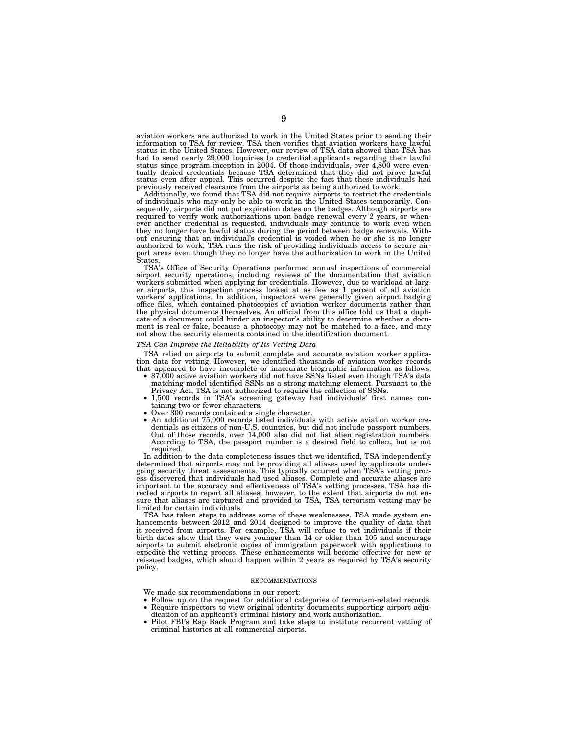aviation workers are authorized to work in the United States prior to sending their information to TSA for review. TSA then verifies that aviation workers have lawful status in the United States. However, our review of TSA data showed that TSA has had to send nearly 29,000 inquiries to credential applicants regarding their lawful status since program inception in 2004. Of those individuals, over 4,800 were eventually denied credentials because TSA determined that they did not prove lawful status even after appeal. This occurred despite the fact that these individuals had previously received clearance from the airports as being authorized to work.

Additionally, we found that TSA did not require airports to restrict the credentials of individuals who may only be able to work in the United States temporarily. Consequently, airports did not put expiration dates on the badges. Although airports are required to verify work authorizations upon badge renewal every 2 years, or whenever another credential is requested, individuals may continue to work even when they no longer have lawful status during the period between badge renewals. Without ensuring that an individual's credential is voided when he or she is no longer authorized to work, TSA runs the risk of providing individuals access to secure airport areas even though they no longer have the authorization to work in the United States.

TSA's Office of Security Operations performed annual inspections of commercial airport security operations, including reviews of the documentation that aviation workers submitted when applying for credentials. However, due to workload at larger airports, this inspection process looked at as few as 1 percent of all aviation workers' applications. In addition, inspectors were generally given airport badging office files, which contained photocopies of aviation worker documents rather than the physical documents themselves. An official from this office told us that a duplicate of a document could hinder an inspector's ability to determine whether a document is real or fake, because a photocopy may not be matched to a face, and may not show the security elements contained in the identification document.

*TSA Can Improve the Reliability of Its Vetting Data*

TSA relied on airports to submit complete and accurate aviation worker application data for vetting. However, we identified thousands of aviation worker records that appeared to have incomplete or inaccurate biographic information as follows:

- 87,000 active aviation workers did not have SSNs listed even though TSA's data matching model identified SSNs as a strong matching element. Pursuant to the Privacy Act, TSA is not authorized to require the collection of SSNs.
- 1,500 records in TSA's screening gateway had individuals' first names containing two or fewer characters.
- Over 300 records contained a single character.
- An additional 75,000 records listed individuals with active aviation worker credentials as citizens of non-U.S. countries, but did not include passport numbers. Out of those records, over 14,000 also did not list alien registration numbers. According to TSA, the passport number is a desired field to collect, but is not required.

In addition to the data completeness issues that we identified, TSA independently determined that airports may not be providing all aliases used by applicants undergoing security threat assessments. This typically occurred when TSA's vetting process discovered that individuals had used aliases. Complete and accurate aliases are important to the accuracy and effectiveness of TSA's vetting processes. TSA has directed airports to report all aliases; however, to the extent that airports do not ensure that aliases are captured and provided to TSA, TSA terrorism vetting may be limited for certain individuals.

TSA has taken steps to address some of these weaknesses. TSA made system enhancements between 2012 and 2014 designed to improve the quality of data that it received from airports. For example, TSA will refuse to vet individuals if their birth dates show that they were younger than 14 or older than 105 and encourage airports to submit electronic copies of immigration paperwork with applications to expedite the vetting process. These enhancements will become effective for new or reissued badges, which should happen within 2 years as required by TSA's security policy.

## RECOMMENDATIONS

We made six recommendations in our report:

- Follow up on the request for additional categories of terrorism-related records.
- Require inspectors to view original identity documents supporting airport adjudication of an applicant's criminal history and work authorization.
- Pilot FBI's Rap Back Program and take steps to institute recurrent vetting of criminal histories at all commercial airports.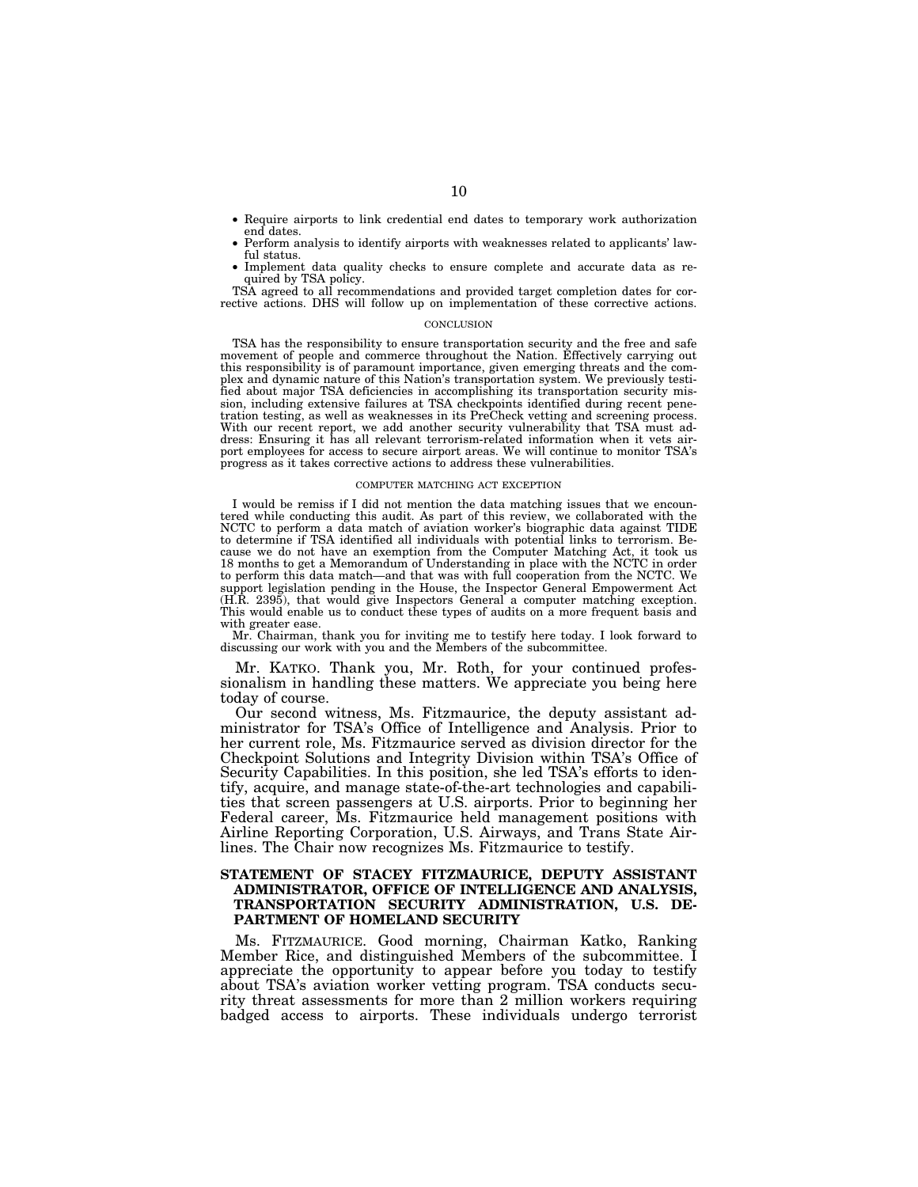- Require airports to link credential end dates to temporary work authorization end dates.
- Perform analysis to identify airports with weaknesses related to applicants' lawful status.
- Implement data quality checks to ensure complete and accurate data as required by TSA policy.

TSA agreed to all recommendations and provided target completion dates for corrective actions. DHS will follow up on implementation of these corrective actions.

### CONCLUSION

TSA has the responsibility to ensure transportation security and the free and safe movement of people and commerce throughout the Nation. Effectively carrying out this responsibility is of paramount importance, given emerging threats and the complex and dynamic nature of this Nation's transportation system. We previously testified about major TSA deficiencies in accomplishing its transportation security mission, including extensive failures at TSA checkpoints identified during recent penetration testing, as well as weaknesses in its PreCheck vetting and screening process. With our recent report, we add another security vulnerability that TSA must address: Ensuring it has all relevant terrorism-related information when it vets airport employees for access to secure airport areas. We will continue to monitor TSA's progress as it takes corrective actions to address these vulnerabilities.

### COMPUTER MATCHING ACT EXCEPTION

I would be remiss if I did not mention the data matching issues that we encountered while conducting this audit. As part of this review, we collaborated with the NCTC to perform a data match of aviation worker's biographic data against TIDE to determine if TSA identified all individuals with potential links to terrorism. Because we do not have an exemption from the Computer Matching Act, it took us 18 months to get a Memorandum of Understanding in place with the NCTC in order to perform this data match—and that was with full cooperation from the NCTC. We support legislation pending in the House, the Inspector General Empowerment Act (H.R. 2395), that would give Inspectors General a computer matching exception. This would enable us to conduct these types of audits on a more frequent basis and with greater ease.

Mr. Chairman, thank you for inviting me to testify here today. I look forward to discussing our work with you and the Members of the subcommittee.

Mr. KATKO. Thank you, Mr. Roth, for your continued professionalism in handling these matters. We appreciate you being here today of course.

Our second witness, Ms. Fitzmaurice, the deputy assistant administrator for TSA's Office of Intelligence and Analysis. Prior to her current role, Ms. Fitzmaurice served as division director for the Checkpoint Solutions and Integrity Division within TSA's Office of Security Capabilities. In this position, she led TSA's efforts to identify, acquire, and manage state-of-the-art technologies and capabilities that screen passengers at U.S. airports. Prior to beginning her Federal career, Ms. Fitzmaurice held management positions with Airline Reporting Corporation, U.S. Airways, and Trans State Airlines. The Chair now recognizes Ms. Fitzmaurice to testify.

## STATEMENT OF STACEY FITZMAURICE, DEPUTY ASSISTANT ADMINISTRATOR, OFFICE OF INTELLIGENCE AND ANALYSIS, TRANSPORTATION SECURITY ADMINISTRATION, U.S. DEPARTMENT OF HOMELAND SECURITY

Ms. FITZMAURICE. Good morning, Chairman Katko, Ranking Member Rice, and distinguished Members of the subcommittee. I appreciate the opportunity to appear before you today to testify about TSA's aviation worker vetting program. TSA conducts security threat assessments for more than 2 million workers requiring badged access to airports. These individuals undergo terrorist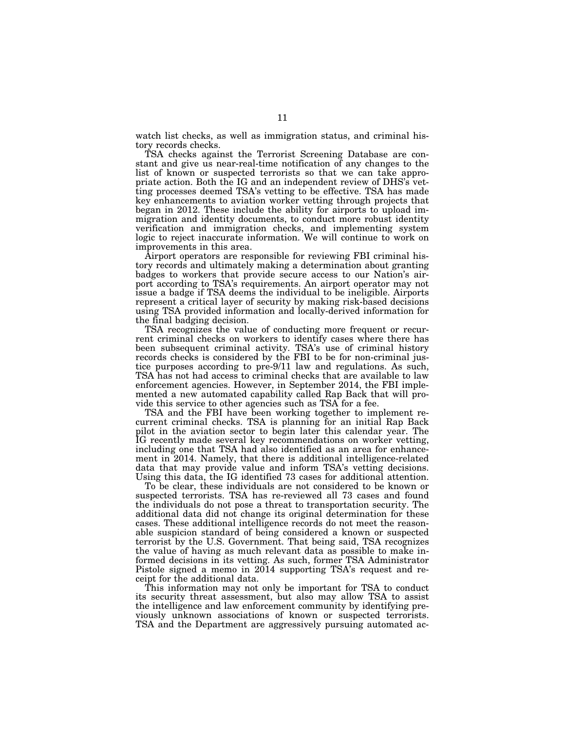watch list checks, as well as immigration status, and criminal history records checks.

TSA checks against the Terrorist Screening Database are constant and give us near-real-time notification of any changes to the list of known or suspected terrorists so that we can take appropriate action. Both the IG and an independent review of DHS's vetting processes deemed TSA's vetting to be effective. TSA has made key enhancements to aviation worker vetting through projects that began in 2012. These include the ability for airports to upload immigration and identity documents, to conduct more robust identity verification and immigration checks, and implementing system logic to reject inaccurate information. We will continue to work on improvements in this area.

Airport operators are responsible for reviewing FBI criminal history records and ultimately making a determination about granting badges to workers that provide secure access to our Nation's airport according to TSA's requirements. An airport operator may not issue a badge if TSA deems the individual to be ineligible. Airports represent a critical layer of security by making risk-based decisions using TSA provided information and locally-derived information for the final badging decision.

TSA recognizes the value of conducting more frequent or recurrent criminal checks on workers to identify cases where there has been subsequent criminal activity. TSA's use of criminal history records checks is considered by the FBI to be for non-criminal justice purposes according to pre-9/11 law and regulations. As such, TSA has not had access to criminal checks that are available to law enforcement agencies. However, in September 2014, the FBI implemented a new automated capability called Rap Back that will provide this service to other agencies such as TSA for a fee.

TSA and the FBI have been working together to implement recurrent criminal checks. TSA is planning for an initial Rap Back pilot in the aviation sector to begin later this calendar year. The IG recently made several key recommendations on worker vetting, including one that TSA had also identified as an area for enhancement in 2014. Namely, that there is additional intelligence-related data that may provide value and inform TSA's vetting decisions. Using this data, the IG identified 73 cases for additional attention.

To be clear, these individuals are not considered to be known or suspected terrorists. TSA has re-reviewed all 73 cases and found the individuals do not pose a threat to transportation security. The additional data did not change its original determination for these cases. These additional intelligence records do not meet the reasonable suspicion standard of being considered a known or suspected terrorist by the U.S. Government. That being said, TSA recognizes the value of having as much relevant data as possible to make informed decisions in its vetting. As such, former TSA Administrator Pistole signed a memo in 2014 supporting TSA's request and receipt for the additional data.

This information may not only be important for TSA to conduct its security threat assessment, but also may allow TSA to assist the intelligence and law enforcement community by identifying previously unknown associations of known or suspected terrorists. TSA and the Department are aggressively pursuing automated ac-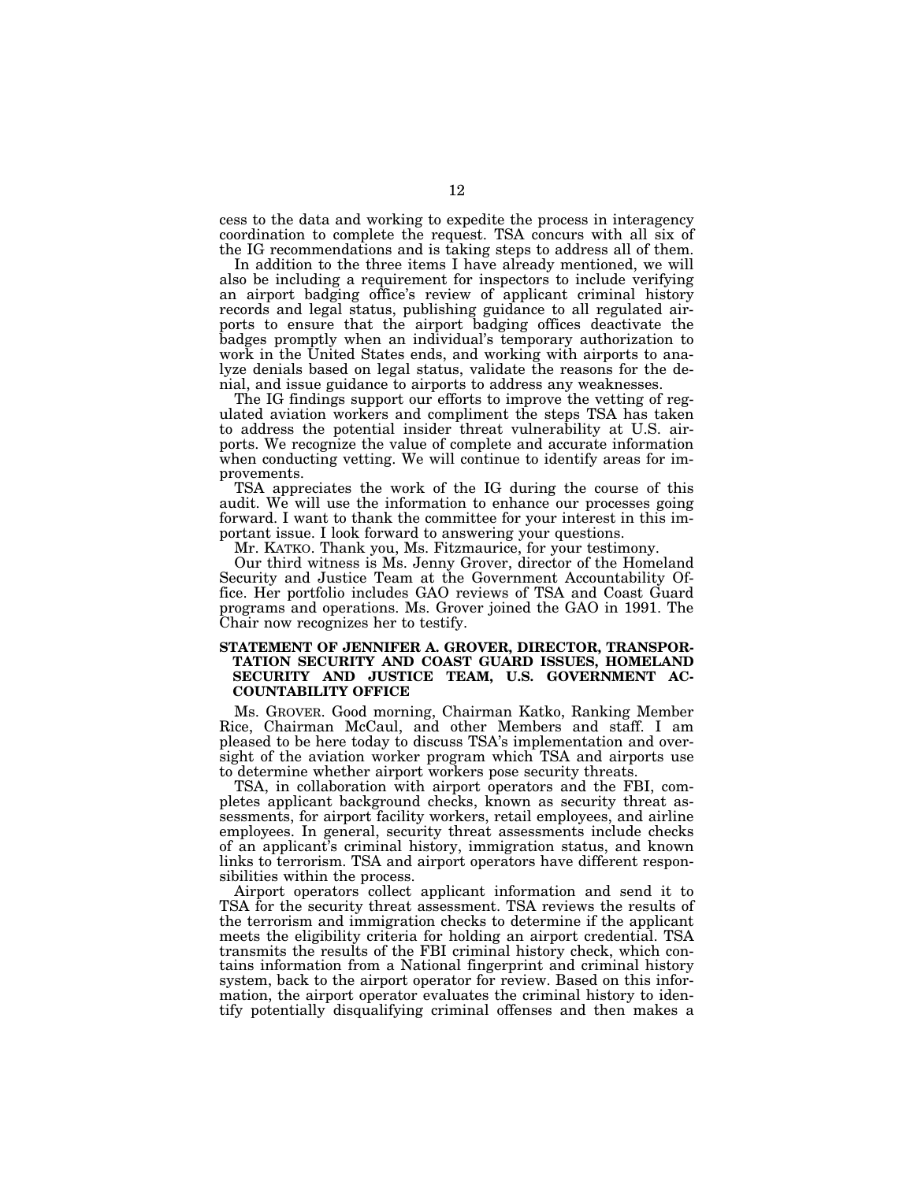cess to the data and working to expedite the process in interagency coordination to complete the request. TSA concurs with all six of the IG recommendations and is taking steps to address all of them.

In addition to the three items I have already mentioned, we will also be including a requirement for inspectors to include verifying an airport badging office's review of applicant criminal history records and legal status, publishing guidance to all regulated airports to ensure that the airport badging offices deactivate the badges promptly when an individual's temporary authorization to work in the United States ends, and working with airports to analyze denials based on legal status, validate the reasons for the denial, and issue guidance to airports to address any weaknesses.

The IG findings support our efforts to improve the vetting of regulated aviation workers and compliment the steps TSA has taken to address the potential insider threat vulnerability at U.S. airports. We recognize the value of complete and accurate information when conducting vetting. We will continue to identify areas for improvements.

TSA appreciates the work of the IG during the course of this audit. We will use the information to enhance our processes going forward. I want to thank the committee for your interest in this important issue. I look forward to answering your questions.

Mr. KATKO. Thank you, Ms. Fitzmaurice, for your testimony.

Our third witness is Ms. Jenny Grover, director of the Homeland Security and Justice Team at the Government Accountability Office. Her portfolio includes GAO reviews of TSA and Coast Guard programs and operations. Ms. Grover joined the GAO in 1991. The Chair now recognizes her to testify.

**STATEMENT OF JENNIFER A. GROVER, DIRECTOR, TRANSPORTATION SECURITY AND COAST GUARD ISSUES, HOMELAND SECURITY AND JUSTICE TEAM, U.S. GOVERNMENT ACCOUNTABILITY OFFICE**

Ms. GROVER. Good morning, Chairman Katko, Ranking Member Rice, Chairman McCaul, and other Members and staff. I am pleased to be here today to discuss TSA's implementation and oversight of the aviation worker program which TSA and airports use to determine whether airport workers pose security threats.

TSA, in collaboration with airport operators and the FBI, completes applicant background checks, known as security threat assessments, for airport facility workers, retail employees, and airline employees. In general, security threat assessments include checks of an applicant's criminal history, immigration status, and known links to terrorism. TSA and airport operators have different responsibilities within the process.

Airport operators collect applicant information and send it to TSA for the security threat assessment. TSA reviews the results of the terrorism and immigration checks to determine if the applicant meets the eligibility criteria for holding an airport credential. TSA transmits the results of the FBI criminal history check, which contains information from a National fingerprint and criminal history system, back to the airport operator for review. Based on this information, the airport operator evaluates the criminal history to identify potentially disqualifying criminal offenses and then makes a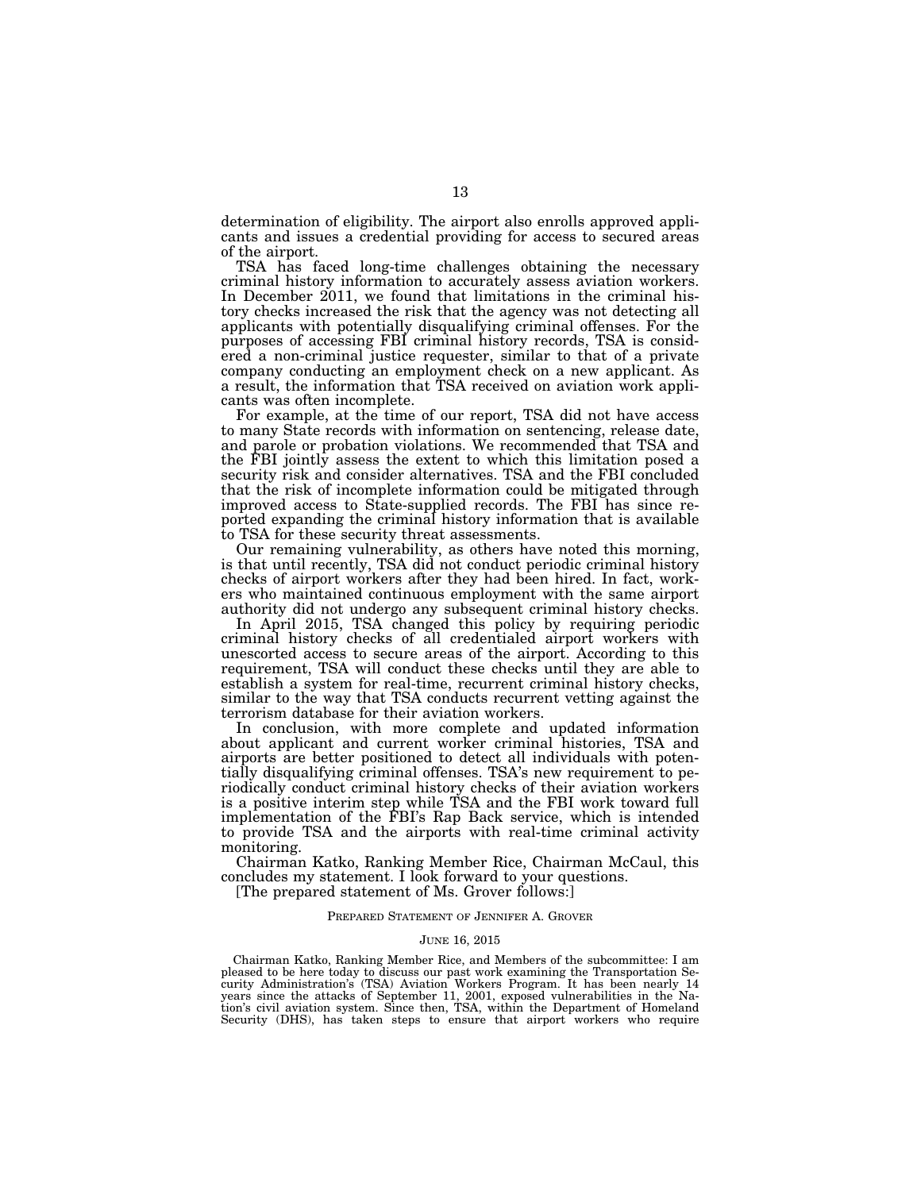determination of eligibility. The airport also enrolls approved applicants and issues a credential providing for access to secured areas of the airport.

TSA has faced long-time challenges obtaining the necessary criminal history information to accurately assess aviation workers. In December 2011, we found that limitations in the criminal history checks increased the risk that the agency was not detecting all applicants with potentially disqualifying criminal offenses. For the purposes of accessing FBI criminal history records, TSA is considered a non-criminal justice requester, similar to that of a private company conducting an employment check on a new applicant. As a result, the information that TSA received on aviation work applicants was often incomplete.

For example, at the time of our report, TSA did not have access to many State records with information on sentencing, release date, and parole or probation violations. We recommended that TSA and the FBI jointly assess the extent to which this limitation posed a security risk and consider alternatives. TSA and the FBI concluded that the risk of incomplete information could be mitigated through improved access to State-supplied records. The FBI has since reported expanding the criminal history information that is available to TSA for these security threat assessments.

Our remaining vulnerability, as others have noted this morning, is that until recently, TSA did not conduct periodic criminal history checks of airport workers after they had been hired. In fact, workers who maintained continuous employment with the same airport authority did not undergo any subsequent criminal history checks.

In April 2015, TSA changed this policy by requiring periodic criminal history checks of all credentialed airport workers with unescorted access to secure areas of the airport. According to this requirement, TSA will conduct these checks until they are able to establish a system for real-time, recurrent criminal history checks, similar to the way that TSA conducts recurrent vetting against the terrorism database for their aviation workers.

In conclusion, with more complete and updated information about applicant and current worker criminal histories, TSA and airports are better positioned to detect all individuals with potentially disqualifying criminal offenses. TSA's new requirement to periodically conduct criminal history checks of their aviation workers is a positive interim step while TSA and the FBI work toward full implementation of the FBI's Rap Back service, which is intended to provide TSA and the airports with real-time criminal activity monitoring.

Chairman Katko, Ranking Member Rice, Chairman McCaul, this concludes my statement. I look forward to your questions.

[The prepared statement of Ms. Grover follows:]

PREPARED STATEMENT OF JENNIFER A. GROVER

JUNE 16, 2015

Chairman Katko, Ranking Member Rice, and Members of the subcommittee: I am pleased to be here today to discuss our past work examining the Transportation Security Administration's (TSA) Aviation Workers Program. It has been nearly 14 years since the attacks of September 11, 2001, exposed vulnerabilities in the Nation's civil aviation system. Since then, TSA, within the Department of Homeland Security (DHS), has taken steps to ensure that airport workers who require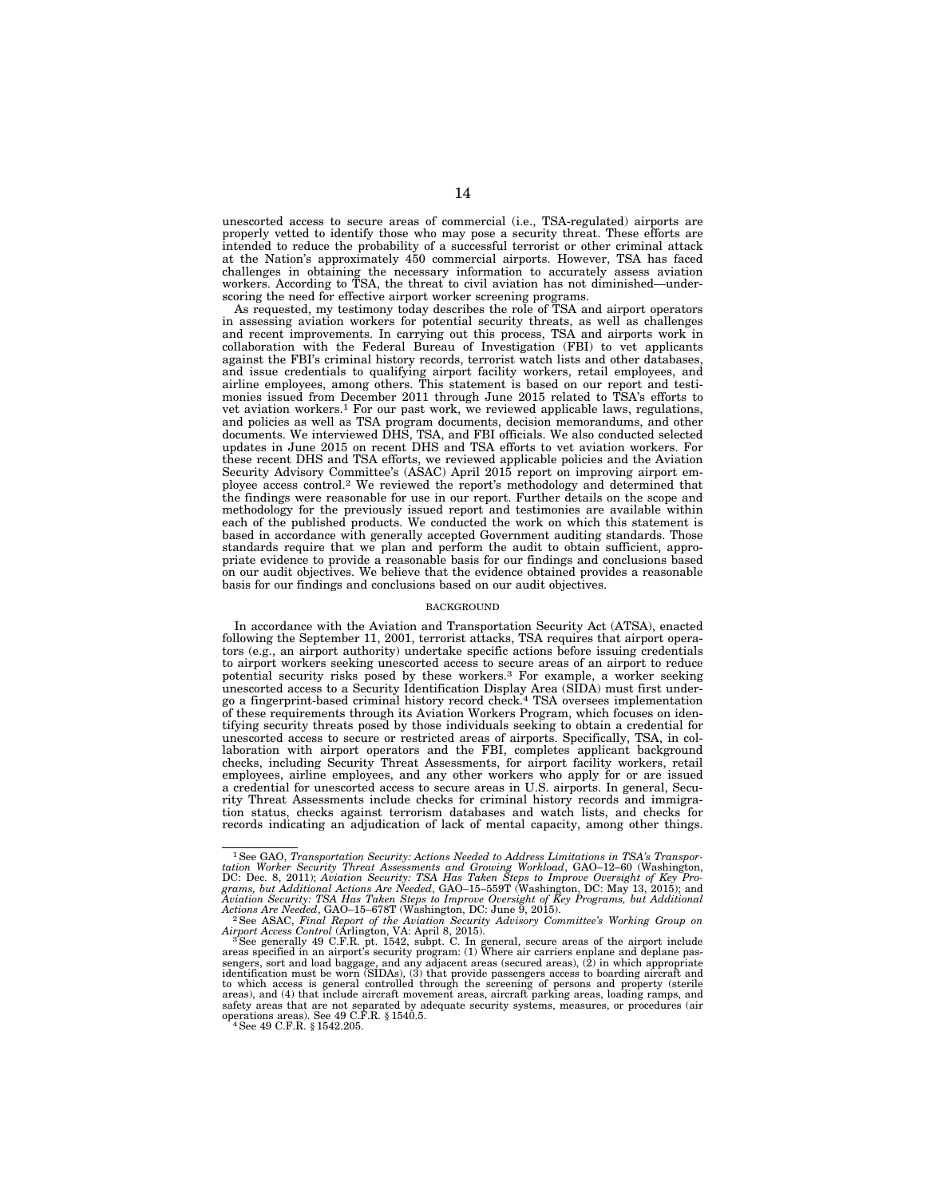unescorted access to secure areas of commercial (i.e., TSA-regulated) airports are properly vetted to identify those who may pose a security threat. These efforts are intended to reduce the probability of a successful terrorist or other criminal attack at the Nation's approximately 450 commercial airports. However, TSA has faced challenges in obtaining the necessary information to accurately assess aviation workers. According to TSA, the threat to civil aviation has not diminished—underscoring the need for effective airport worker screening programs.

As requested, my testimony today describes the role of TSA and airport operators in assessing aviation workers for potential security threats, as well as challenges and recent improvements. In carrying out this process, TSA and airports work in collaboration with the Federal Bureau of Investigation (FBI) to vet applicants against the FBI's criminal history records, terrorist watch lists and other databases, and issue credentials to qualifying airport facility workers, retail employees, and airline employees, among others. This statement is based on our report and testimonies issued from December 2011 through June 2015 related to TSA's efforts to vet aviation workers.[1] For our past work, we reviewed applicable laws, regulations, and policies as well as TSA program documents, decision memorandums, and other documents. We interviewed DHS, TSA, and FBI officials. We also conducted selected updates in June 2015 on recent DHS and TSA efforts to vet aviation workers. For these recent DHS and TSA efforts, we reviewed applicable policies and the Aviation Security Advisory Committee's (ASAC) April 2015 report on improving airport employee access control.[2] We reviewed the report's methodology and determined that the findings were reasonable for use in our report. Further details on the scope and methodology for the previously issued report and testimonies are available within each of the published products. We conducted the work on which this statement is based in accordance with generally accepted Government auditing standards. Those standards require that we plan and perform the audit to obtain sufficient, appropriate evidence to provide a reasonable basis for our findings and conclusions based on our audit objectives. We believe that the evidence obtained provides a reasonable basis for our findings and conclusions based on our audit objectives.

## BACKGROUND

In accordance with the Aviation and Transportation Security Act (ATSA), enacted following the September 11, 2001, terrorist attacks, TSA requires that airport operators (e.g., an airport authority) undertake specific actions before issuing credentials to airport workers seeking unescorted access to secure areas of an airport to reduce potential security risks posed by these workers.[3] For example, a worker seeking unescorted access to a Security Identification Display Area (SIDA) must first undergo a fingerprint-based criminal history record check.[4] TSA oversees implementation of these requirements through its Aviation Workers Program, which focuses on identifying security threats posed by those individuals seeking to obtain a credential for unescorted access to secure or restricted areas of airports. Specifically, TSA, in collaboration with airport operators and the FBI, completes applicant background checks, including Security Threat Assessments, for airport facility workers, retail employees, airline employees, and any other workers who apply for or are issued a credential for unescorted access to secure areas in U.S. airports. In general, Security Threat Assessments include checks for criminal history records and immigration status, checks against terrorism databases and watch lists, and checks for records indicating an adjudication of lack of mental capacity, among other things.

---

[1] See GAO, *Transportation Security: Actions Needed to Address Limitations in TSA's Transportation Worker Security Threat Assessments and Growing Workload*, GAO–12–60 (Washington, DC: Dec. 8, 2011); *Aviation Security: TSA Has Taken Steps to Improve Oversight of Key Programs, but Additional Actions Are Needed*, GAO–15–559T (Washington, DC: May 13, 2015); and *Aviation Security: TSA Has Taken Steps to Improve Oversight of Key Programs, but Additional Actions Are Needed*, GAO–15–678T (Washington, DC: June 9, 2015).

[2] See ASAC, *Final Report of the Aviation Security Advisory Committee's Working Group on Airport Access Control* (Arlington, VA: April 8, 2015).

[3] See generally 49 C.F.R. pt. 1542, subpt. C. In general, secure areas of the airport include areas specified in an airport's security program: (1) Where air carriers enplane and deplane passengers, sort and load baggage, and any adjacent areas (secured areas), (2) in which appropriate identification must be worn (SIDAs), (3) that provide passengers access to boarding aircraft and to which access is general controlled through the screening of persons and property (sterile areas), and (4) that include aircraft movement areas, aircraft parking areas, loading ramps, and safety areas that are not separated by adequate security systems, measures, or procedures (air operations areas). See 49 C.F.R. § 1540.5.

[4] See 49 C.F.R. § 1542.205.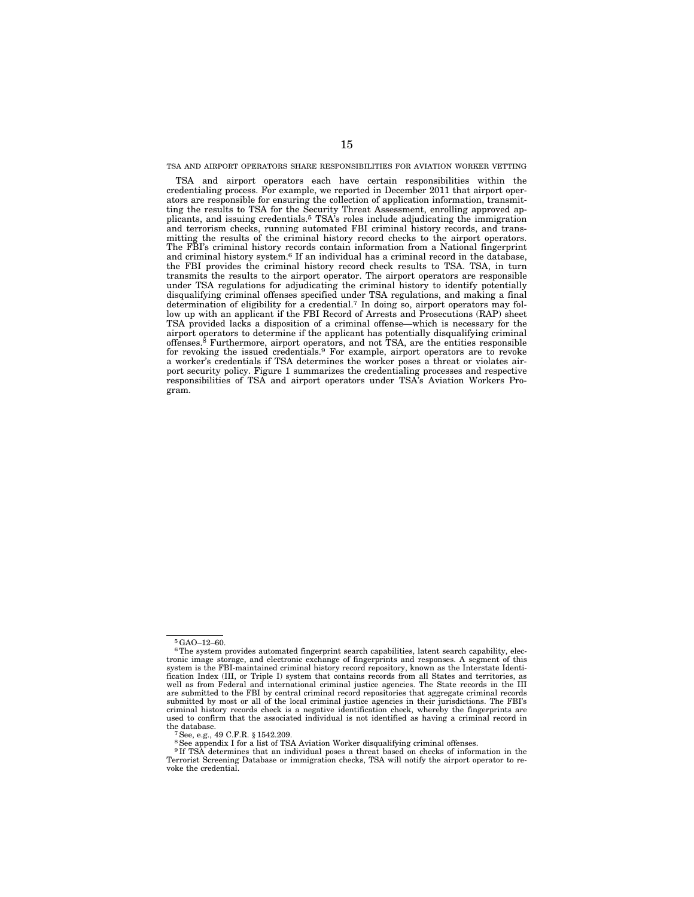## TSA AND AIRPORT OPERATORS SHARE RESPONSIBILITIES FOR AVIATION WORKER VETTING

TSA and airport operators each have certain responsibilities within the credentialing process. For example, we reported in December 2011 that airport operators are responsible for ensuring the collection of application information, transmitting the results to TSA for the Security Threat Assessment, enrolling approved applicants, and issuing credentials.[5] TSA's roles include adjudicating the immigration and terrorism checks, running automated FBI criminal history records, and transmitting the results of the criminal history record checks to the airport operators. The FBI's criminal history records contain information from a National fingerprint and criminal history system.[6] If an individual has a criminal record in the database, the FBI provides the criminal history record check results to TSA. TSA, in turn transmits the results to the airport operator. The airport operators are responsible under TSA regulations for adjudicating the criminal history to identify potentially disqualifying criminal offenses specified under TSA regulations, and making a final determination of eligibility for a credential.[7] In doing so, airport operators may follow up with an applicant if the FBI Record of Arrests and Prosecutions (RAP) sheet TSA provided lacks a disposition of a criminal offense—which is necessary for the airport operators to determine if the applicant has potentially disqualifying criminal offenses.[8] Furthermore, airport operators, and not TSA, are the entities responsible for revoking the issued credentials.[9] For example, airport operators are to revoke a worker's credentials if TSA determines the worker poses a threat or violates airport security policy. Figure 1 summarizes the credentialing processes and respective responsibilities of TSA and airport operators under TSA's Aviation Workers Program.

---

[5] GAO–12–60.

[6] The system provides automated fingerprint search capabilities, latent search capability, electronic image storage, and electronic exchange of fingerprints and responses. A segment of this system is the FBI-maintained criminal history record repository, known as the Interstate Identification Index (III, or Triple I) system that contains records from all States and territories, as well as from Federal and international criminal justice agencies. The State records in the III are submitted to the FBI by central criminal record repositories that aggregate criminal records submitted by most or all of the local criminal justice agencies in their jurisdictions. The FBI's criminal history records check is a negative identification check, whereby the fingerprints are used to confirm that the associated individual is not identified as having a criminal record in the database.

[7] See, e.g., 49 C.F.R. § 1542.209.

[8] See appendix I for a list of TSA Aviation Worker disqualifying criminal offenses.

[9] If TSA determines that an individual poses a threat based on checks of information in the Terrorist Screening Database or immigration checks, TSA will notify the airport operator to revoke the credential.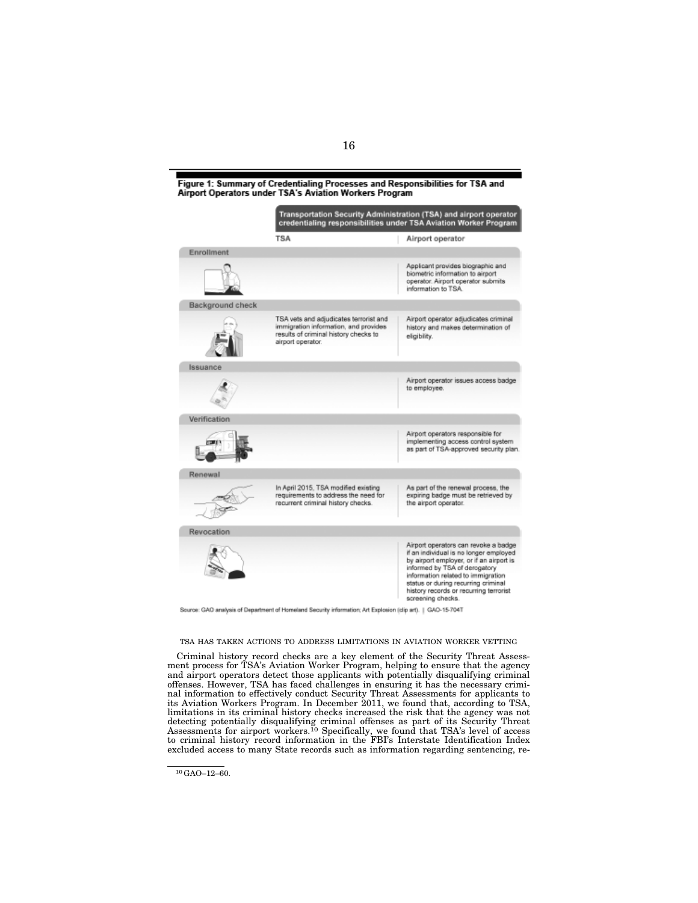**Figure 1: Summary of Credentialing Processes and Responsibilities for TSA and Airport Operators under TSA's Aviation Workers Program**

| | Transportation Security Administration (TSA) and airport operator credentialing responsibilities under TSA Aviation Worker Program | |
|---|---|---|
| | TSA | Airport operator |
| Enrollment | | Applicant provides biographic and biometric information to airport operator. Airport operator submits information to TSA. |
| Background check | TSA vets and adjudicates terrorist and immigration information, and provides results of criminal history checks to airport operator. | Airport operator adjudicates criminal history and makes determination of eligibility. |
| Issuance | | Airport operator issues access badge to employee. |
| Verification | | Airport operators responsible for implementing access control system as part of TSA-approved security plan. |
| Renewal | In April 2015, TSA modified existing requirements to address the need for recurrent criminal history checks. | As part of the renewal process, the expiring badge must be retrieved by the airport operator. |
| Revocation | | Airport operators can revoke a badge if an individual is no longer employed by airport employer, or if an airport is informed by TSA of derogatory information related to immigration status or during recurring criminal history records or recurring terrorist screening checks. |

Source: GAO analysis of Department of Homeland Security information; Art Explosion (clip art). | GAO-15-704T

TSA HAS TAKEN ACTIONS TO ADDRESS LIMITATIONS IN AVIATION WORKER VETTING

Criminal history record checks are a key element of the Security Threat Assessment process for TSA's Aviation Worker Program, helping to ensure that the agency and airport operators detect those applicants with potentially disqualifying criminal offenses. However, TSA has faced challenges in ensuring it has the necessary criminal information to effectively conduct Security Threat Assessments for applicants to its Aviation Workers Program. In December 2011, we found that, according to TSA, limitations in its criminal history checks increased the risk that the agency was not detecting potentially disqualifying criminal offenses as part of its Security Threat Assessments for airport workers.[10] Specifically, we found that TSA's level of access to criminal history record information in the FBI's Interstate Identification Index excluded access to many State records such as information regarding sentencing, re-

[10] GAO–12–60.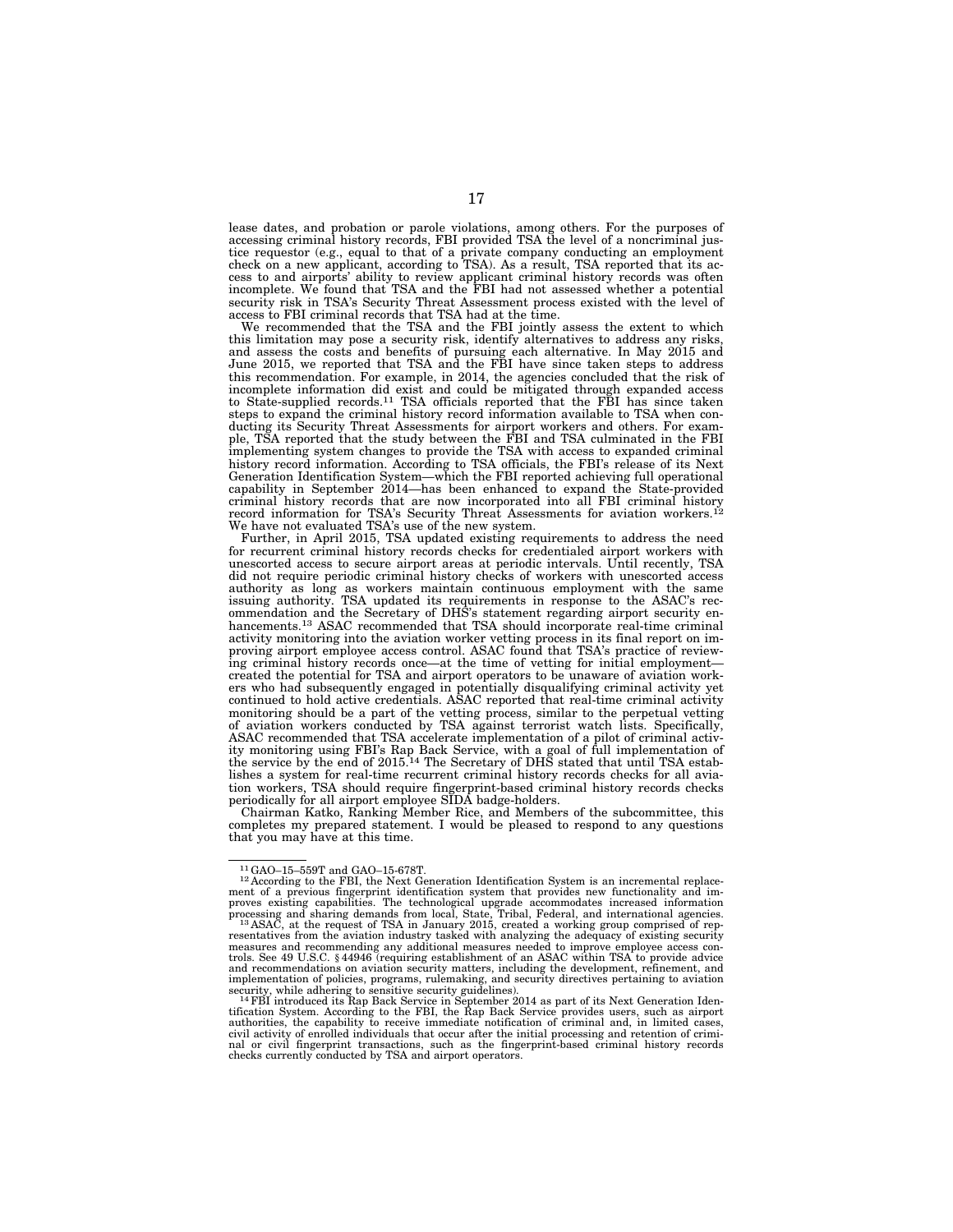lease dates, and probation or parole violations, among others. For the purposes of accessing criminal history records, FBI provided TSA the level of a noncriminal justice requestor (e.g., equal to that of a private company conducting an employment check on a new applicant, according to TSA). As a result, TSA reported that its access to and airports' ability to review applicant criminal history records was often incomplete. We found that TSA and the FBI had not assessed whether a potential security risk in TSA's Security Threat Assessment process existed with the level of access to FBI criminal records that TSA had at the time.

We recommended that the TSA and the FBI jointly assess the extent to which this limitation may pose a security risk, identify alternatives to address any risks, and assess the costs and benefits of pursuing each alternative. In May 2015 and June 2015, we reported that TSA and the FBI have since taken steps to address this recommendation. For example, in 2014, the agencies concluded that the risk of incomplete information did exist and could be mitigated through expanded access to State-supplied records.[11] TSA officials reported that the FBI has since taken steps to expand the criminal history record information available to TSA when conducting its Security Threat Assessments for airport workers and others. For example, TSA reported that the study between the FBI and TSA culminated in the FBI implementing system changes to provide the TSA with access to expanded criminal history record information. According to TSA officials, the FBI's release of its Next Generation Identification System—which the FBI reported achieving full operational capability in September 2014—has been enhanced to expand the State-provided criminal history records that are now incorporated into all FBI criminal history record information for TSA's Security Threat Assessments for aviation workers.[12] We have not evaluated TSA's use of the new system.

Further, in April 2015, TSA updated existing requirements to address the need for recurrent criminal history records checks for credentialed airport workers with unescorted access to secure airport areas at periodic intervals. Until recently, TSA did not require periodic criminal history checks of workers with unescorted access authority as long as workers maintain continuous employment with the same issuing authority. TSA updated its requirements in response to the ASAC's recommendation and the Secretary of DHS's statement regarding airport security enhancements.[13] ASAC recommended that TSA should incorporate real-time criminal activity monitoring into the aviation worker vetting process in its final report on improving airport employee access control. ASAC found that TSA's practice of reviewing criminal history records once—at the time of vetting for initial employment—created the potential for TSA and airport operators to be unaware of aviation workers who had subsequently engaged in potentially disqualifying criminal activity yet continued to hold active credentials. ASAC reported that real-time criminal activity monitoring should be a part of the vetting process, similar to the perpetual vetting of aviation workers conducted by TSA against terrorist watch lists. Specifically, ASAC recommended that TSA accelerate implementation of a pilot of criminal activity monitoring using FBI's Rap Back Service, with a goal of full implementation of the service by the end of 2015.[14] The Secretary of DHS stated that until TSA establishes a system for real-time recurrent criminal history records checks for all aviation workers, TSA should require fingerprint-based criminal history records checks periodically for all airport employee SIDA badge-holders.

Chairman Katko, Ranking Member Rice, and Members of the subcommittee, this completes my prepared statement. I would be pleased to respond to any questions that you may have at this time.

---

[11] GAO–15–559T and GAO–15-678T.

[12] According to the FBI, the Next Generation Identification System is an incremental replacement of a previous fingerprint identification system that provides new functionality and improves existing capabilities. The technological upgrade accommodates increased information processing and sharing demands from local, State, Tribal, Federal, and international agencies.

[13] ASAC, at the request of TSA in January 2015, created a working group comprised of representatives from the aviation industry tasked with analyzing the adequacy of existing security measures and recommending any additional measures needed to improve employee access controls. See 49 U.S.C. § 44946 (requiring establishment of an ASAC within TSA to provide advice and recommendations on aviation security matters, including the development, refinement, and implementation of policies, programs, rulemaking, and security directives pertaining to aviation security, while adhering to sensitive security guidelines).

[14] FBI introduced its Rap Back Service in September 2014 as part of its Next Generation Identification System. According to the FBI, the Rap Back Service provides users, such as airport authorities, the capability to receive immediate notification of criminal and, in limited cases, civil activity of enrolled individuals that occur after the initial processing and retention of criminal or civil fingerprint transactions, such as the fingerprint-based criminal history records checks currently conducted by TSA and airport operators.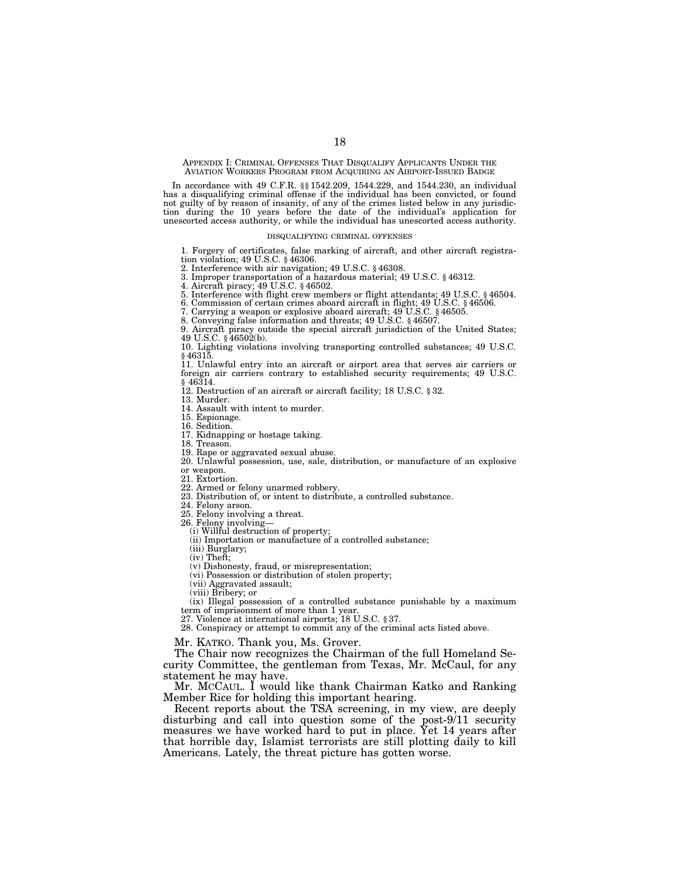## Appendix I: Criminal Offenses That Disqualify Applicants Under the Aviation Workers Program from Acquiring an Airport-Issued Badge

In accordance with 49 C.F.R. §§ 1542.209, 1544.229, and 1544.230, an individual has a disqualifying criminal offense if the individual has been convicted, or found not guilty of by reason of insanity, of any of the crimes listed below in any jurisdiction during the 10 years before the date of the individual's application for unescorted access authority, or while the individual has unescorted access authority.

### DISQUALIFYING CRIMINAL OFFENSES

1. Forgery of certificates, false marking of aircraft, and other aircraft registration violation; 49 U.S.C. § 46306.
2. Interference with air navigation; 49 U.S.C. § 46308.
3. Improper transportation of a hazardous material; 49 U.S.C. § 46312.
4. Aircraft piracy; 49 U.S.C. § 46502.
5. Interference with flight crew members or flight attendants; 49 U.S.C. § 46504.
6. Commission of certain crimes aboard aircraft in flight; 49 U.S.C. § 46506.
7. Carrying a weapon or explosive aboard aircraft; 49 U.S.C. § 46505.
8. Conveying false information and threats; 49 U.S.C. § 46507.
9. Aircraft piracy outside the special aircraft jurisdiction of the United States; 49 U.S.C. § 46502(b).
10. Lighting violations involving transporting controlled substances; 49 U.S.C. § 46315.
11. Unlawful entry into an aircraft or airport area that serves air carriers or foreign air carriers contrary to established security requirements; 49 U.S.C. § 46314.
12. Destruction of an aircraft or aircraft facility; 18 U.S.C. § 32.
13. Murder.
14. Assault with intent to murder.
15. Espionage.
16. Sedition.
17. Kidnapping or hostage taking.
18. Treason.
19. Rape or aggravated sexual abuse.
20. Unlawful possession, use, sale, distribution, or manufacture of an explosive or weapon.
21. Extortion.
22. Armed or felony unarmed robbery.
23. Distribution of, or intent to distribute, a controlled substance.
24. Felony arson.
25. Felony involving a threat.
26. Felony involving—
    - (i) Willful destruction of property;
    - (ii) Importation or manufacture of a controlled substance;
    - (iii) Burglary;
    - (iv) Theft;
    - (v) Dishonesty, fraud, or misrepresentation;
    - (vi) Possession or distribution of stolen property;
    - (vii) Aggravated assault;
    - (viii) Bribery; or
    - (ix) Illegal possession of a controlled substance punishable by a maximum term of imprisonment of more than 1 year.
27. Violence at international airports; 18 U.S.C. § 37.
28. Conspiracy or attempt to commit any of the criminal acts listed above.

Mr. KATKO. Thank you, Ms. Grover.

The Chair now recognizes the Chairman of the full Homeland Security Committee, the gentleman from Texas, Mr. McCaul, for any statement he may have.

Mr. MCCAUL. I would like thank Chairman Katko and Ranking Member Rice for holding this important hearing.

Recent reports about the TSA screening, in my view, are deeply disturbing and call into question some of the post-9/11 security measures we have worked hard to put in place. Yet 14 years after that horrible day, Islamist terrorists are still plotting daily to kill Americans. Lately, the threat picture has gotten worse.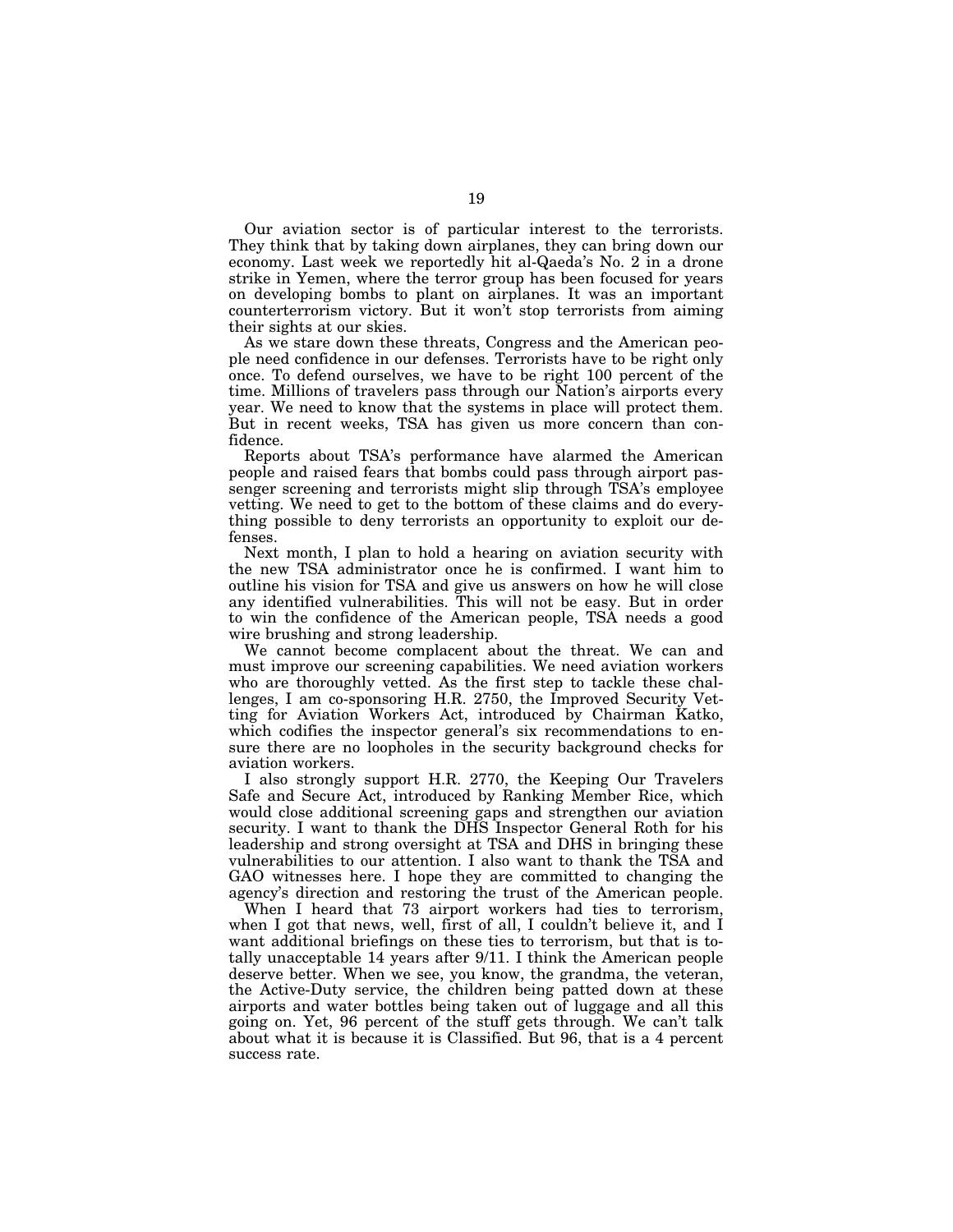Our aviation sector is of particular interest to the terrorists. They think that by taking down airplanes, they can bring down our economy. Last week we reportedly hit al-Qaeda's No. 2 in a drone strike in Yemen, where the terror group has been focused for years on developing bombs to plant on airplanes. It was an important counterterrorism victory. But it won't stop terrorists from aiming their sights at our skies.

As we stare down these threats, Congress and the American people need confidence in our defenses. Terrorists have to be right only once. To defend ourselves, we have to be right 100 percent of the time. Millions of travelers pass through our Nation's airports every year. We need to know that the systems in place will protect them. But in recent weeks, TSA has given us more concern than confidence.

Reports about TSA's performance have alarmed the American people and raised fears that bombs could pass through airport passenger screening and terrorists might slip through TSA's employee vetting. We need to get to the bottom of these claims and do everything possible to deny terrorists an opportunity to exploit our defenses.

Next month, I plan to hold a hearing on aviation security with the new TSA administrator once he is confirmed. I want him to outline his vision for TSA and give us answers on how he will close any identified vulnerabilities. This will not be easy. But in order to win the confidence of the American people, TSA needs a good wire brushing and strong leadership.

We cannot become complacent about the threat. We can and must improve our screening capabilities. We need aviation workers who are thoroughly vetted. As the first step to tackle these challenges, I am co-sponsoring H.R. 2750, the Improved Security Vetting for Aviation Workers Act, introduced by Chairman Katko, which codifies the inspector general's six recommendations to ensure there are no loopholes in the security background checks for aviation workers.

I also strongly support H.R. 2770, the Keeping Our Travelers Safe and Secure Act, introduced by Ranking Member Rice, which would close additional screening gaps and strengthen our aviation security. I want to thank the DHS Inspector General Roth for his leadership and strong oversight at TSA and DHS in bringing these vulnerabilities to our attention. I also want to thank the TSA and GAO witnesses here. I hope they are committed to changing the agency's direction and restoring the trust of the American people.

When I heard that 73 airport workers had ties to terrorism, when I got that news, well, first of all, I couldn't believe it, and I want additional briefings on these ties to terrorism, but that is totally unacceptable 14 years after 9/11. I think the American people deserve better. When we see, you know, the grandma, the veteran, the Active-Duty service, the children being patted down at these airports and water bottles being taken out of luggage and all this going on. Yet, 96 percent of the stuff gets through. We can't talk about what it is because it is Classified. But 96, that is a 4 percent success rate.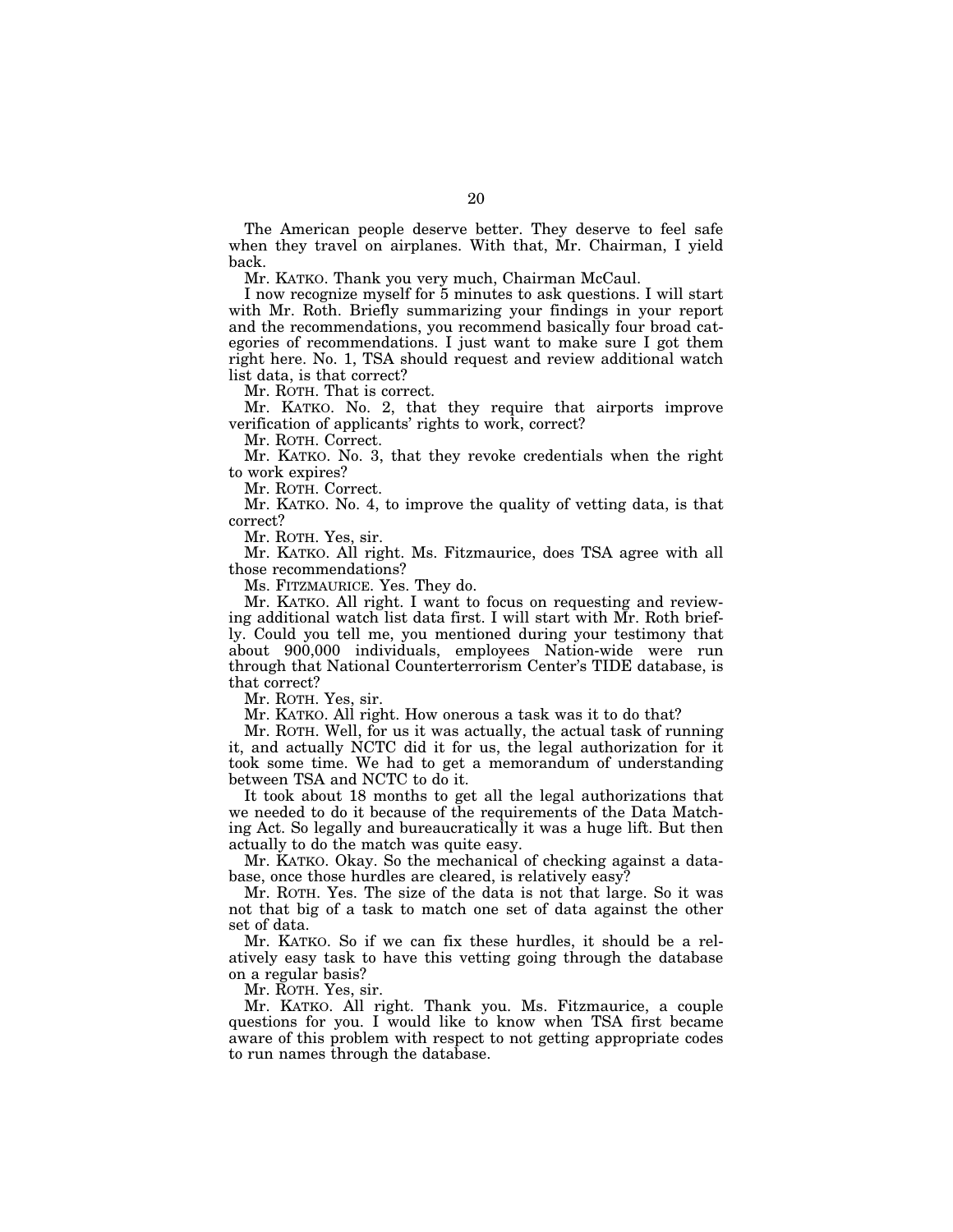The American people deserve better. They deserve to feel safe when they travel on airplanes. With that, Mr. Chairman, I yield back.

Mr. KATKO. Thank you very much, Chairman McCaul.

I now recognize myself for 5 minutes to ask questions. I will start with Mr. Roth. Briefly summarizing your findings in your report and the recommendations, you recommend basically four broad categories of recommendations. I just want to make sure I got them right here. No. 1, TSA should request and review additional watch list data, is that correct?

Mr. ROTH. That is correct.

Mr. KATKO. No. 2, that they require that airports improve verification of applicants' rights to work, correct?

Mr. ROTH. Correct.

Mr. KATKO. No. 3, that they revoke credentials when the right to work expires?

Mr. ROTH. Correct.

Mr. KATKO. No. 4, to improve the quality of vetting data, is that correct?

Mr. ROTH. Yes, sir.

Mr. KATKO. All right. Ms. Fitzmaurice, does TSA agree with all those recommendations?

Ms. FITZMAURICE. Yes. They do.

Mr. KATKO. All right. I want to focus on requesting and reviewing additional watch list data first. I will start with Mr. Roth briefly. Could you tell me, you mentioned during your testimony that about 900,000 individuals, employees Nation-wide were run through that National Counterterrorism Center's TIDE database, is that correct?

Mr. ROTH. Yes, sir.

Mr. KATKO. All right. How onerous a task was it to do that?

Mr. ROTH. Well, for us it was actually, the actual task of running it, and actually NCTC did it for us, the legal authorization for it took some time. We had to get a memorandum of understanding between TSA and NCTC to do it.

It took about 18 months to get all the legal authorizations that we needed to do it because of the requirements of the Data Matching Act. So legally and bureaucratically it was a huge lift. But then actually to do the match was quite easy.

Mr. KATKO. Okay. So the mechanical of checking against a database, once those hurdles are cleared, is relatively easy?

Mr. ROTH. Yes. The size of the data is not that large. So it was not that big of a task to match one set of data against the other set of data.

Mr. KATKO. So if we can fix these hurdles, it should be a relatively easy task to have this vetting going through the database on a regular basis?

Mr. ROTH. Yes, sir.

Mr. KATKO. All right. Thank you. Ms. Fitzmaurice, a couple questions for you. I would like to know when TSA first became aware of this problem with respect to not getting appropriate codes to run names through the database.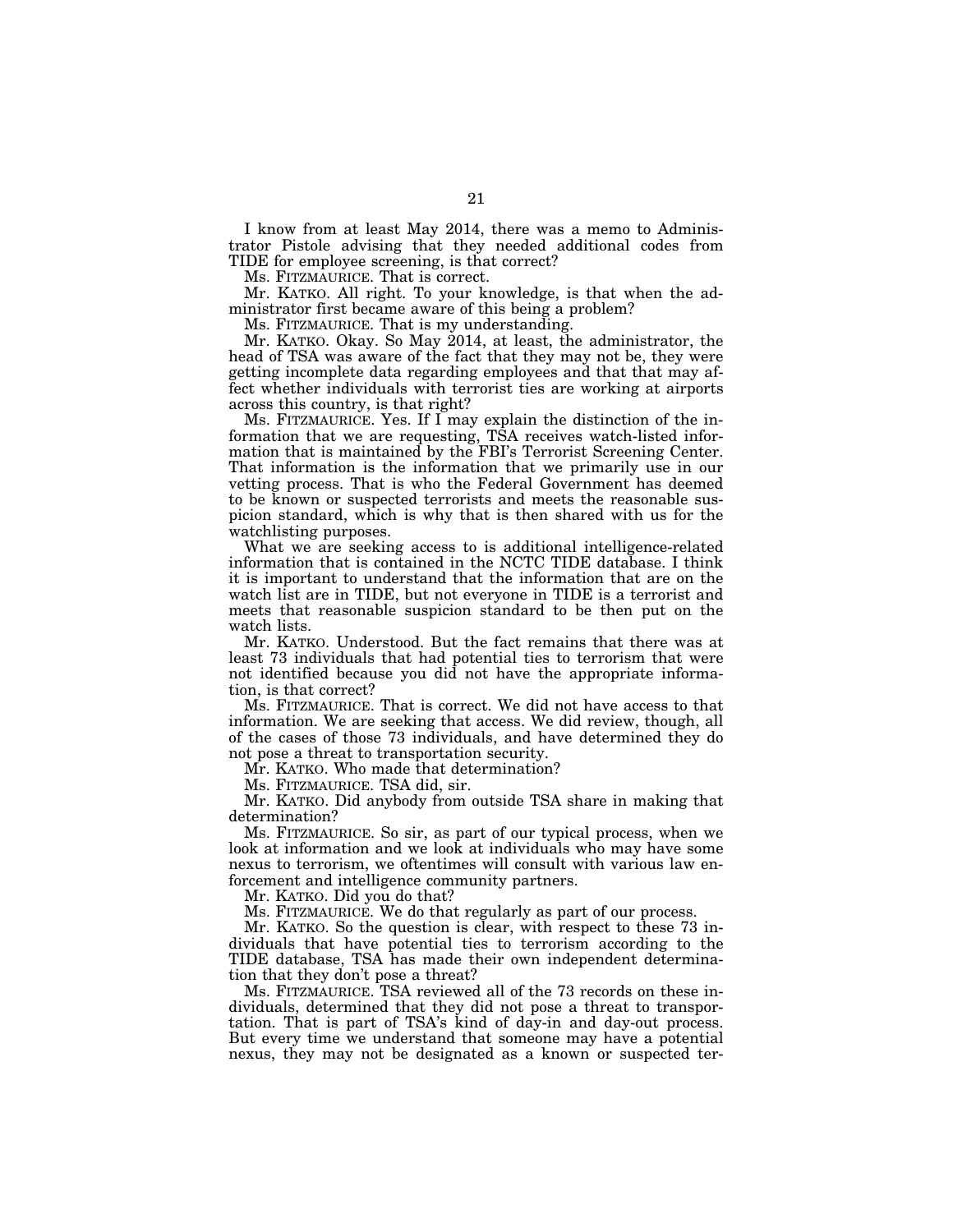I know from at least May 2014, there was a memo to Administrator Pistole advising that they needed additional codes from TIDE for employee screening, is that correct?

Ms. FITZMAURICE. That is correct.

Mr. KATKO. All right. To your knowledge, is that when the administrator first became aware of this being a problem?

Ms. FITZMAURICE. That is my understanding.

Mr. KATKO. Okay. So May 2014, at least, the administrator, the head of TSA was aware of the fact that they may not be, they were getting incomplete data regarding employees and that that may affect whether individuals with terrorist ties are working at airports across this country, is that right?

Ms. FITZMAURICE. Yes. If I may explain the distinction of the information that we are requesting, TSA receives watch-listed information that is maintained by the FBI's Terrorist Screening Center. That information is the information that we primarily use in our vetting process. That is who the Federal Government has deemed to be known or suspected terrorists and meets the reasonable suspicion standard, which is why that is then shared with us for the watchlisting purposes.

What we are seeking access to is additional intelligence-related information that is contained in the NCTC TIDE database. I think it is important to understand that the information that are on the watch list are in TIDE, but not everyone in TIDE is a terrorist and meets that reasonable suspicion standard to be then put on the watch lists.

Mr. KATKO. Understood. But the fact remains that there was at least 73 individuals that had potential ties to terrorism that were not identified because you did not have the appropriate information, is that correct?

Ms. FITZMAURICE. That is correct. We did not have access to that information. We are seeking that access. We did review, though, all of the cases of those 73 individuals, and have determined they do not pose a threat to transportation security.

Mr. KATKO. Who made that determination?

Ms. FITZMAURICE. TSA did, sir.

Mr. KATKO. Did anybody from outside TSA share in making that determination?

Ms. FITZMAURICE. So sir, as part of our typical process, when we look at information and we look at individuals who may have some nexus to terrorism, we oftentimes will consult with various law enforcement and intelligence community partners.

Mr. KATKO. Did you do that?

Ms. FITZMAURICE. We do that regularly as part of our process.

Mr. KATKO. So the question is clear, with respect to these 73 individuals that have potential ties to terrorism according to the TIDE database, TSA has made their own independent determination that they don't pose a threat?

Ms. FITZMAURICE. TSA reviewed all of the 73 records on these individuals, determined that they did not pose a threat to transportation. That is part of TSA's kind of day-in and day-out process. But every time we understand that someone may have a potential nexus, they may not be designated as a known or suspected ter-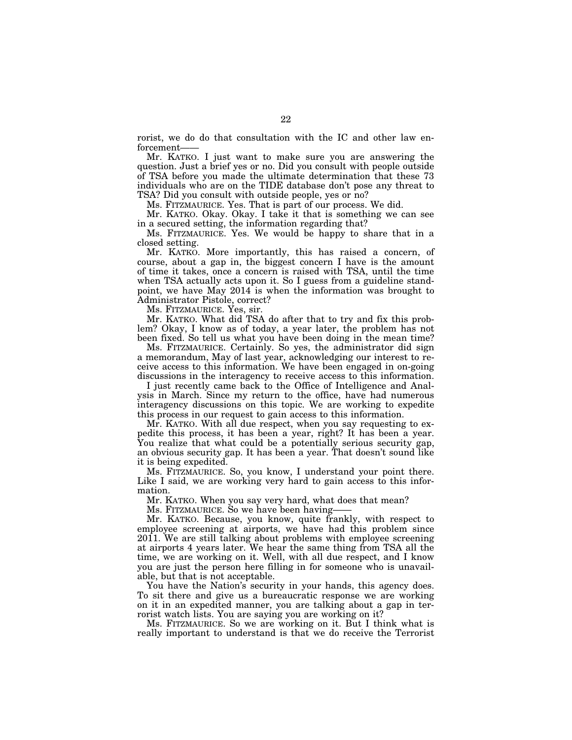rorist, we do do that consultation with the IC and other law enforcement——

Mr. KATKO. I just want to make sure you are answering the question. Just a brief yes or no. Did you consult with people outside of TSA before you made the ultimate determination that these 73 individuals who are on the TIDE database don't pose any threat to TSA? Did you consult with outside people, yes or no?

Ms. FITZMAURICE. Yes. That is part of our process. We did.

Mr. KATKO. Okay. Okay. I take it that is something we can see in a secured setting, the information regarding that?

Ms. FITZMAURICE. Yes. We would be happy to share that in a closed setting.

Mr. KATKO. More importantly, this has raised a concern, of course, about a gap in, the biggest concern I have is the amount of time it takes, once a concern is raised with TSA, until the time when TSA actually acts upon it. So I guess from a guideline standpoint, we have May 2014 is when the information was brought to Administrator Pistole, correct?

Ms. FITZMAURICE. Yes, sir.

Mr. KATKO. What did TSA do after that to try and fix this problem? Okay, I know as of today, a year later, the problem has not been fixed. So tell us what you have been doing in the mean time?

Ms. FITZMAURICE. Certainly. So yes, the administrator did sign a memorandum, May of last year, acknowledging our interest to receive access to this information. We have been engaged in on-going discussions in the interagency to receive access to this information.

I just recently came back to the Office of Intelligence and Analysis in March. Since my return to the office, have had numerous interagency discussions on this topic. We are working to expedite this process in our request to gain access to this information.

Mr. KATKO. With all due respect, when you say requesting to expedite this process, it has been a year, right? It has been a year. You realize that what could be a potentially serious security gap, an obvious security gap. It has been a year. That doesn't sound like it is being expedited.

Ms. FITZMAURICE. So, you know, I understand your point there. Like I said, we are working very hard to gain access to this information.

Mr. KATKO. When you say very hard, what does that mean?

Ms. FITZMAURICE. So we have been having——

Mr. KATKO. Because, you know, quite frankly, with respect to employee screening at airports, we have had this problem since 2011. We are still talking about problems with employee screening at airports 4 years later. We hear the same thing from TSA all the time, we are working on it. Well, with all due respect, and I know you are just the person here filling in for someone who is unavailable, but that is not acceptable.

You have the Nation's security in your hands, this agency does. To sit there and give us a bureaucratic response we are working on it in an expedited manner, you are talking about a gap in terrorist watch lists. You are saying you are working on it?

Ms. FITZMAURICE. So we are working on it. But I think what is really important to understand is that we do receive the Terrorist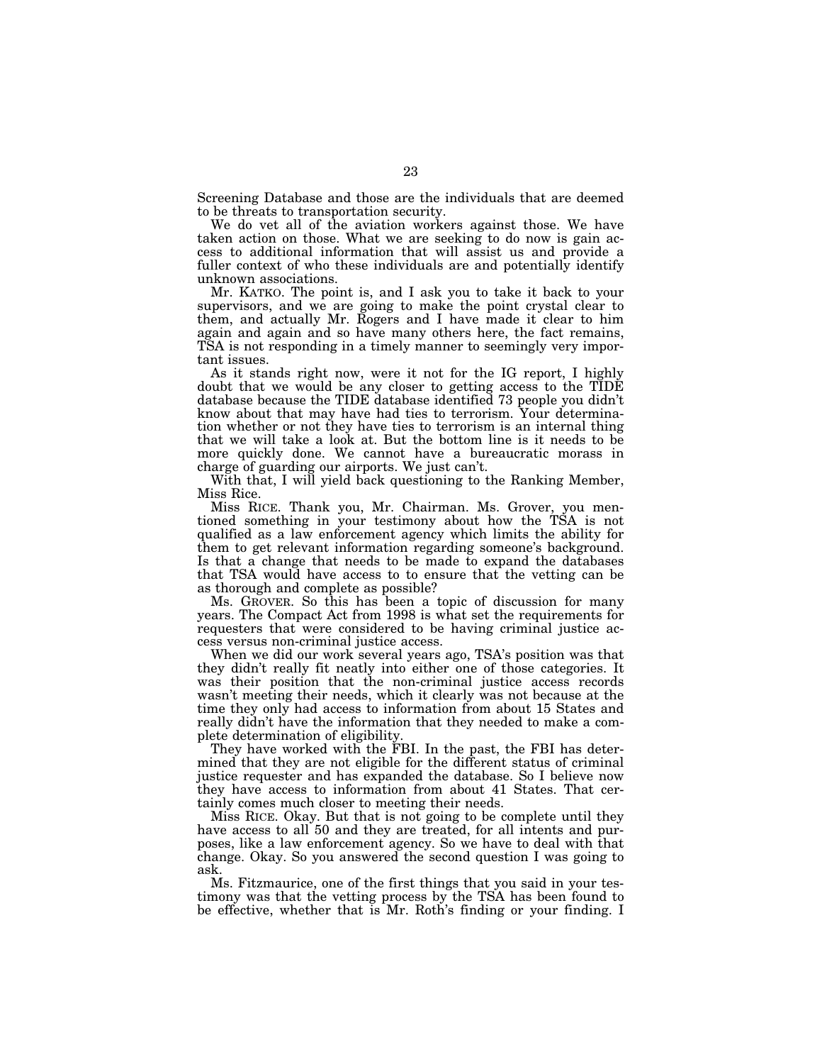Screening Database and those are the individuals that are deemed to be threats to transportation security.

We do vet all of the aviation workers against those. We have taken action on those. What we are seeking to do now is gain access to additional information that will assist us and provide a fuller context of who these individuals are and potentially identify unknown associations.

Mr. KATKO. The point is, and I ask you to take it back to your supervisors, and we are going to make the point crystal clear to them, and actually Mr. Rogers and I have made it clear to him again and again and so have many others here, the fact remains, TSA is not responding in a timely manner to seemingly very important issues.

As it stands right now, were it not for the IG report, I highly doubt that we would be any closer to getting access to the TIDE database because the TIDE database identified 73 people you didn't know about that may have had ties to terrorism. Your determination whether or not they have ties to terrorism is an internal thing that we will take a look at. But the bottom line is it needs to be more quickly done. We cannot have a bureaucratic morass in charge of guarding our airports. We just can't.

With that, I will yield back questioning to the Ranking Member, Miss Rice.

Miss RICE. Thank you, Mr. Chairman. Ms. Grover, you mentioned something in your testimony about how the TSA is not qualified as a law enforcement agency which limits the ability for them to get relevant information regarding someone's background. Is that a change that needs to be made to expand the databases that TSA would have access to to ensure that the vetting can be as thorough and complete as possible?

Ms. GROVER. So this has been a topic of discussion for many years. The Compact Act from 1998 is what set the requirements for requesters that were considered to be having criminal justice access versus non-criminal justice access.

When we did our work several years ago, TSA's position was that they didn't really fit neatly into either one of those categories. It was their position that the non-criminal justice access records wasn't meeting their needs, which it clearly was not because at the time they only had access to information from about 15 States and really didn't have the information that they needed to make a complete determination of eligibility.

They have worked with the FBI. In the past, the FBI has determined that they are not eligible for the different status of criminal justice requester and has expanded the database. So I believe now they have access to information from about 41 States. That certainly comes much closer to meeting their needs.

Miss RICE. Okay. But that is not going to be complete until they have access to all 50 and they are treated, for all intents and purposes, like a law enforcement agency. So we have to deal with that change. Okay. So you answered the second question I was going to ask.

Ms. Fitzmaurice, one of the first things that you said in your testimony was that the vetting process by the TSA has been found to be effective, whether that is Mr. Roth's finding or your finding. I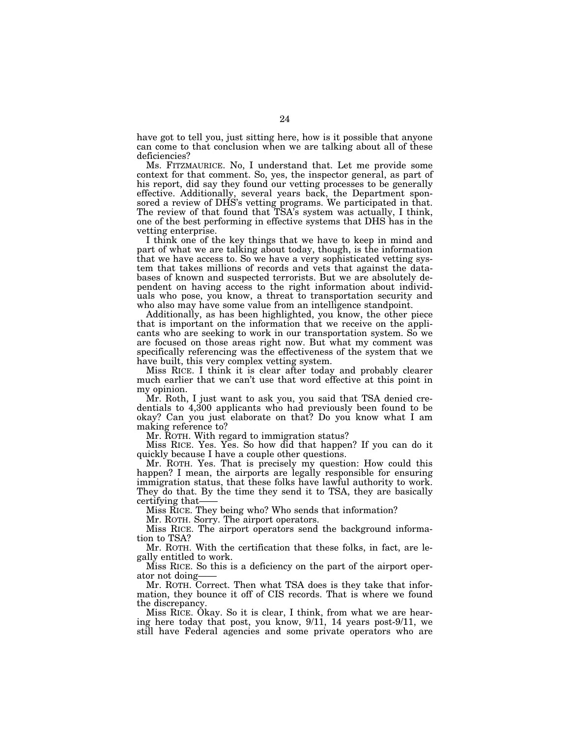have got to tell you, just sitting here, how is it possible that anyone can come to that conclusion when we are talking about all of these deficiencies?

Ms. FITZMAURICE. No, I understand that. Let me provide some context for that comment. So, yes, the inspector general, as part of his report, did say they found our vetting processes to be generally effective. Additionally, several years back, the Department sponsored a review of DHS's vetting programs. We participated in that. The review of that found that TSA's system was actually, I think, one of the best performing in effective systems that DHS has in the vetting enterprise.

I think one of the key things that we have to keep in mind and part of what we are talking about today, though, is the information that we have access to. So we have a very sophisticated vetting system that takes millions of records and vets that against the databases of known and suspected terrorists. But we are absolutely dependent on having access to the right information about individuals who pose, you know, a threat to transportation security and who also may have some value from an intelligence standpoint.

Additionally, as has been highlighted, you know, the other piece that is important on the information that we receive on the applicants who are seeking to work in our transportation system. So we are focused on those areas right now. But what my comment was specifically referencing was the effectiveness of the system that we have built, this very complex vetting system.

Miss RICE. I think it is clear after today and probably clearer much earlier that we can't use that word effective at this point in my opinion.

Mr. Roth, I just want to ask you, you said that TSA denied credentials to 4,300 applicants who had previously been found to be okay? Can you just elaborate on that? Do you know what I am making reference to?

Mr. ROTH. With regard to immigration status?

Miss RICE. Yes. Yes. So how did that happen? If you can do it quickly because I have a couple other questions.

Mr. ROTH. Yes. That is precisely my question: How could this happen? I mean, the airports are legally responsible for ensuring immigration status, that these folks have lawful authority to work. They do that. By the time they send it to TSA, they are basically certifying that——

Miss RICE. They being who? Who sends that information?

Mr. ROTH. Sorry. The airport operators.

Miss RICE. The airport operators send the background information to TSA?

Mr. ROTH. With the certification that these folks, in fact, are legally entitled to work.

Miss RICE. So this is a deficiency on the part of the airport operator not doing——

Mr. ROTH. Correct. Then what TSA does is they take that information, they bounce it off of CIS records. That is where we found the discrepancy.

Miss RICE. Okay. So it is clear, I think, from what we are hearing here today that post, you know, 9/11, 14 years post-9/11, we still have Federal agencies and some private operators who are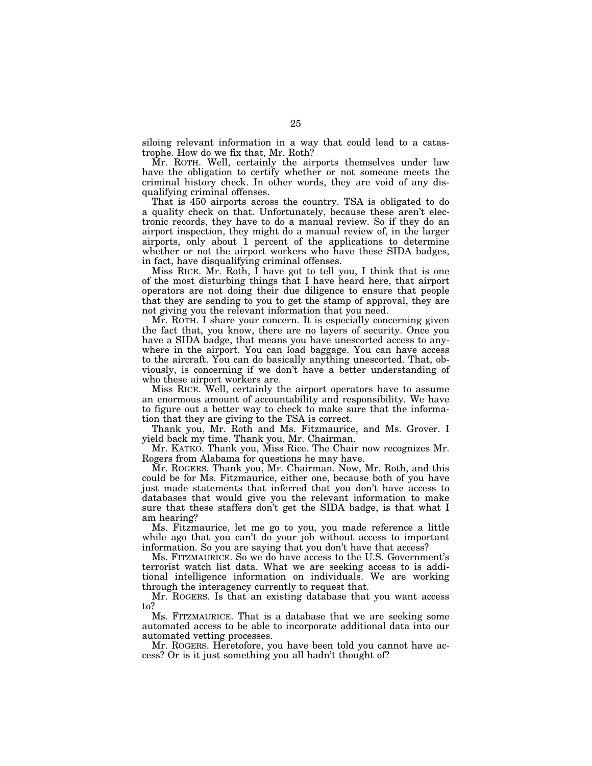siloing relevant information in a way that could lead to a catastrophe. How do we fix that, Mr. Roth?

Mr. ROTH. Well, certainly the airports themselves under law have the obligation to certify whether or not someone meets the criminal history check. In other words, they are void of any disqualifying criminal offenses.

That is 450 airports across the country. TSA is obligated to do a quality check on that. Unfortunately, because these aren't electronic records, they have to do a manual review. So if they do an airport inspection, they might do a manual review of, in the larger airports, only about 1 percent of the applications to determine whether or not the airport workers who have these SIDA badges, in fact, have disqualifying criminal offenses.

Miss RICE. Mr. Roth, I have got to tell you, I think that is one of the most disturbing things that I have heard here, that airport operators are not doing their due diligence to ensure that people that they are sending to you to get the stamp of approval, they are not giving you the relevant information that you need.

Mr. ROTH. I share your concern. It is especially concerning given the fact that, you know, there are no layers of security. Once you have a SIDA badge, that means you have unescorted access to anywhere in the airport. You can load baggage. You can have access to the aircraft. You can do basically anything unescorted. That, obviously, is concerning if we don't have a better understanding of who these airport workers are.

Miss RICE. Well, certainly the airport operators have to assume an enormous amount of accountability and responsibility. We have to figure out a better way to check to make sure that the information that they are giving to the TSA is correct.

Thank you, Mr. Roth and Ms. Fitzmaurice, and Ms. Grover. I yield back my time. Thank you, Mr. Chairman.

Mr. KATKO. Thank you, Miss Rice. The Chair now recognizes Mr. Rogers from Alabama for questions he may have.

Mr. ROGERS. Thank you, Mr. Chairman. Now, Mr. Roth, and this could be for Ms. Fitzmaurice, either one, because both of you have just made statements that inferred that you don't have access to databases that would give you the relevant information to make sure that these staffers don't get the SIDA badge, is that what I am hearing?

Ms. Fitzmaurice, let me go to you, you made reference a little while ago that you can't do your job without access to important information. So you are saying that you don't have that access?

Ms. FITZMAURICE. So we do have access to the U.S. Government's terrorist watch list data. What we are seeking access to is additional intelligence information on individuals. We are working through the interagency currently to request that.

Mr. ROGERS. Is that an existing database that you want access to?

Ms. FITZMAURICE. That is a database that we are seeking some automated access to be able to incorporate additional data into our automated vetting processes.

Mr. ROGERS. Heretofore, you have been told you cannot have access? Or is it just something you all hadn't thought of?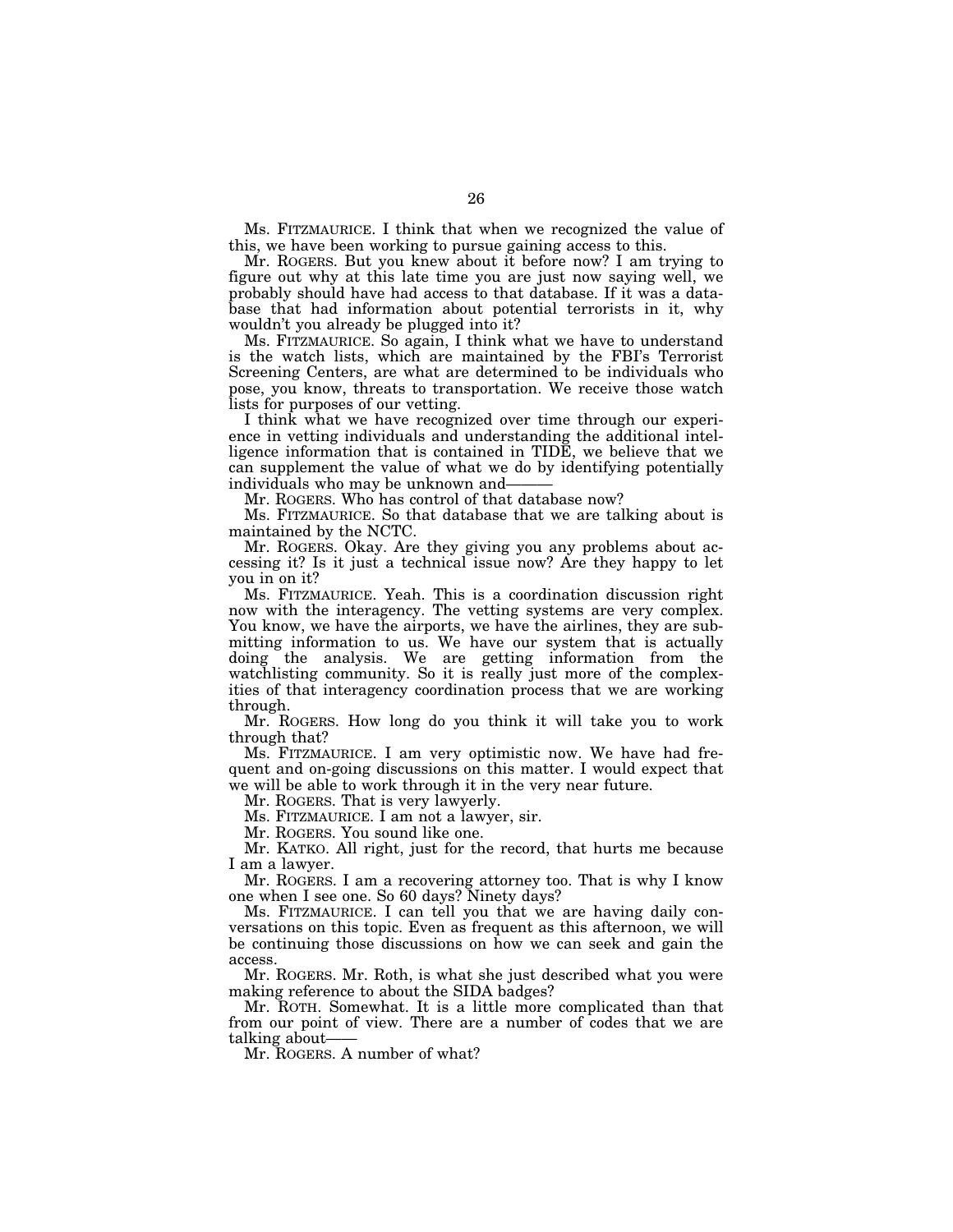Ms. FITZMAURICE. I think that when we recognized the value of this, we have been working to pursue gaining access to this.

Mr. ROGERS. But you knew about it before now? I am trying to figure out why at this late time you are just now saying well, we probably should have had access to that database. If it was a database that had information about potential terrorists in it, why wouldn't you already be plugged into it?

Ms. FITZMAURICE. So again, I think what we have to understand is the watch lists, which are maintained by the FBI's Terrorist Screening Centers, are what are determined to be individuals who pose, you know, threats to transportation. We receive those watch lists for purposes of our vetting.

I think what we have recognized over time through our experience in vetting individuals and understanding the additional intelligence information that is contained in TIDE, we believe that we can supplement the value of what we do by identifying potentially individuals who may be unknown and———

Mr. ROGERS. Who has control of that database now?

Ms. FITZMAURICE. So that database that we are talking about is maintained by the NCTC.

Mr. ROGERS. Okay. Are they giving you any problems about accessing it? Is it just a technical issue now? Are they happy to let you in on it?

Ms. FITZMAURICE. Yeah. This is a coordination discussion right now with the interagency. The vetting systems are very complex. You know, we have the airports, we have the airlines, they are submitting information to us. We have our system that is actually doing the analysis. We are getting information from the watchlisting community. So it is really just more of the complexities of that interagency coordination process that we are working through.

Mr. ROGERS. How long do you think it will take you to work through that?

Ms. FITZMAURICE. I am very optimistic now. We have had frequent and on-going discussions on this matter. I would expect that we will be able to work through it in the very near future.

Mr. ROGERS. That is very lawyerly.

Ms. FITZMAURICE. I am not a lawyer, sir.

Mr. ROGERS. You sound like one.

Mr. KATKO. All right, just for the record, that hurts me because I am a lawyer.

Mr. ROGERS. I am a recovering attorney too. That is why I know one when I see one. So 60 days? Ninety days?

Ms. FITZMAURICE. I can tell you that we are having daily conversations on this topic. Even as frequent as this afternoon, we will be continuing those discussions on how we can seek and gain the access.

Mr. ROGERS. Mr. Roth, is what she just described what you were making reference to about the SIDA badges?

Mr. ROTH. Somewhat. It is a little more complicated than that from our point of view. There are a number of codes that we are talking about——

Mr. ROGERS. A number of what?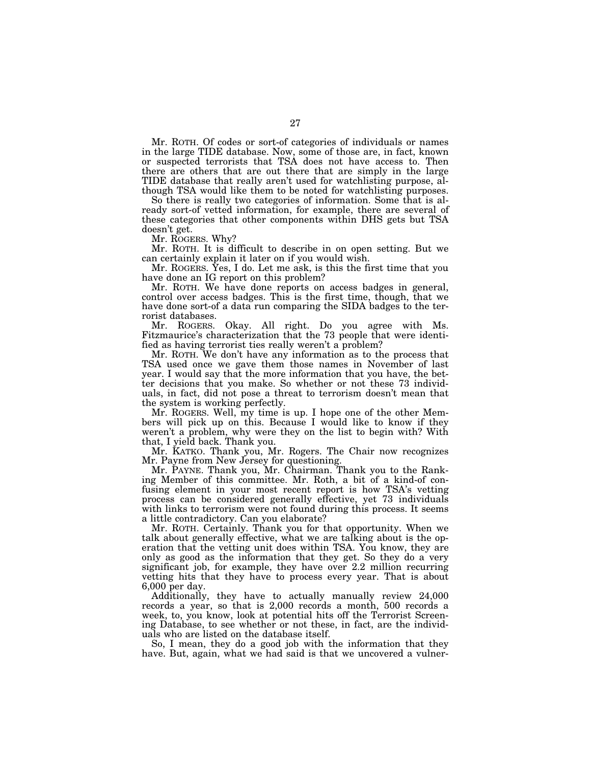Mr. ROTH. Of codes or sort-of categories of individuals or names in the large TIDE database. Now, some of those are, in fact, known or suspected terrorists that TSA does not have access to. Then there are others that are out there that are simply in the large TIDE database that really aren't used for watchlisting purpose, although TSA would like them to be noted for watchlisting purposes.

So there is really two categories of information. Some that is already sort-of vetted information, for example, there are several of these categories that other components within DHS gets but TSA doesn't get.

Mr. ROGERS. Why?

Mr. ROTH. It is difficult to describe in on open setting. But we can certainly explain it later on if you would wish.

Mr. ROGERS. Yes, I do. Let me ask, is this the first time that you have done an IG report on this problem?

Mr. ROTH. We have done reports on access badges in general, control over access badges. This is the first time, though, that we have done sort-of a data run comparing the SIDA badges to the terrorist databases.

Mr. ROGERS. Okay. All right. Do you agree with Ms. Fitzmaurice's characterization that the 73 people that were identified as having terrorist ties really weren't a problem?

Mr. ROTH. We don't have any information as to the process that TSA used once we gave them those names in November of last year. I would say that the more information that you have, the better decisions that you make. So whether or not these 73 individuals, in fact, did not pose a threat to terrorism doesn't mean that the system is working perfectly.

Mr. ROGERS. Well, my time is up. I hope one of the other Members will pick up on this. Because I would like to know if they weren't a problem, why were they on the list to begin with? With that, I yield back. Thank you.

Mr. KATKO. Thank you, Mr. Rogers. The Chair now recognizes Mr. Payne from New Jersey for questioning.

Mr. PAYNE. Thank you, Mr. Chairman. Thank you to the Ranking Member of this committee. Mr. Roth, a bit of a kind-of confusing element in your most recent report is how TSA's vetting process can be considered generally effective, yet 73 individuals with links to terrorism were not found during this process. It seems a little contradictory. Can you elaborate?

Mr. ROTH. Certainly. Thank you for that opportunity. When we talk about generally effective, what we are talking about is the operation that the vetting unit does within TSA. You know, they are only as good as the information that they get. So they do a very significant job, for example, they have over 2.2 million recurring vetting hits that they have to process every year. That is about 6,000 per day.

Additionally, they have to actually manually review 24,000 records a year, so that is 2,000 records a month, 500 records a week, to, you know, look at potential hits off the Terrorist Screening Database, to see whether or not these, in fact, are the individuals who are listed on the database itself.

So, I mean, they do a good job with the information that they have. But, again, what we had said is that we uncovered a vulner-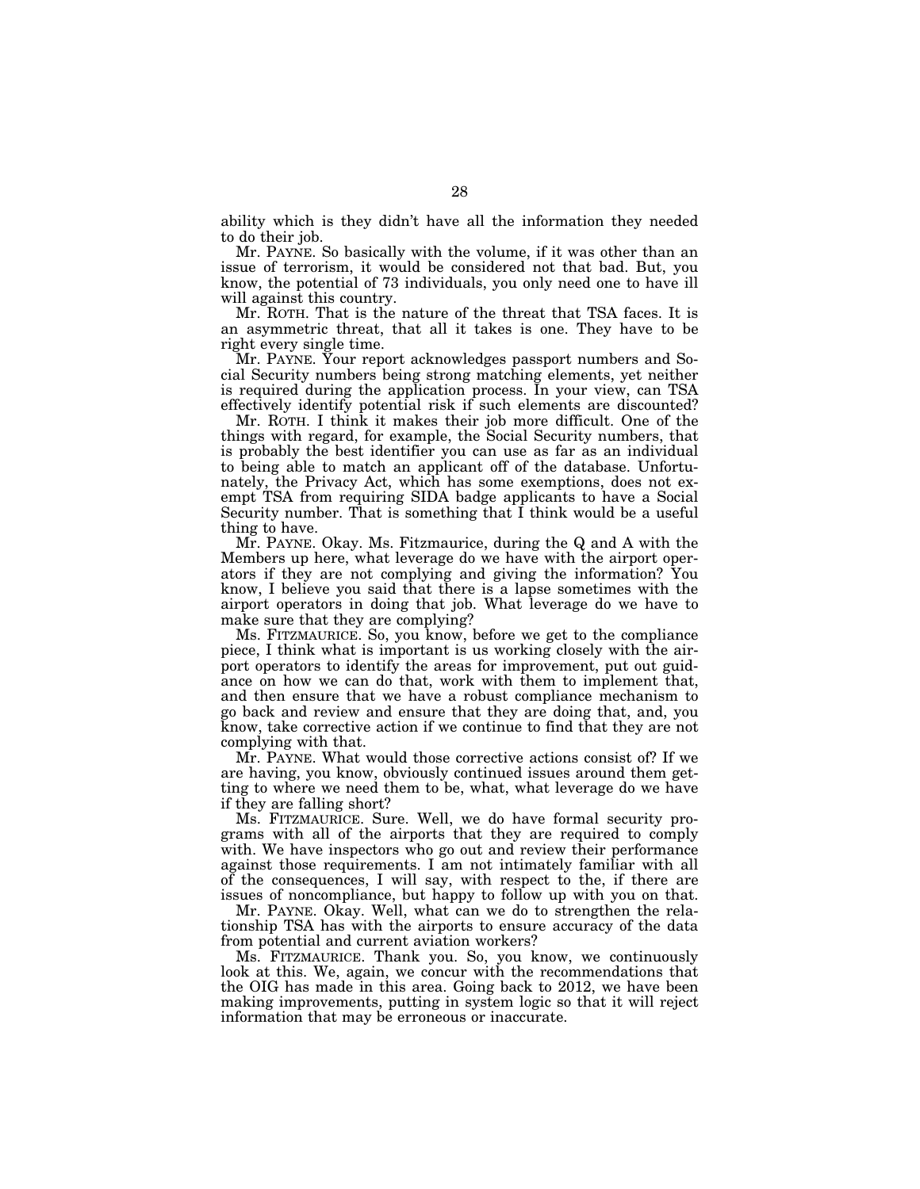ability which is they didn't have all the information they needed to do their job.

Mr. PAYNE. So basically with the volume, if it was other than an issue of terrorism, it would be considered not that bad. But, you know, the potential of 73 individuals, you only need one to have ill will against this country.

Mr. ROTH. That is the nature of the threat that TSA faces. It is an asymmetric threat, that all it takes is one. They have to be right every single time.

Mr. PAYNE. Your report acknowledges passport numbers and Social Security numbers being strong matching elements, yet neither is required during the application process. In your view, can TSA effectively identify potential risk if such elements are discounted?

Mr. ROTH. I think it makes their job more difficult. One of the things with regard, for example, the Social Security numbers, that is probably the best identifier you can use as far as an individual to being able to match an applicant off of the database. Unfortunately, the Privacy Act, which has some exemptions, does not exempt TSA from requiring SIDA badge applicants to have a Social Security number. That is something that I think would be a useful thing to have.

Mr. PAYNE. Okay. Ms. Fitzmaurice, during the Q and A with the Members up here, what leverage do we have with the airport operators if they are not complying and giving the information? You know, I believe you said that there is a lapse sometimes with the airport operators in doing that job. What leverage do we have to make sure that they are complying?

Ms. FITZMAURICE. So, you know, before we get to the compliance piece, I think what is important is us working closely with the airport operators to identify the areas for improvement, put out guidance on how we can do that, work with them to implement that, and then ensure that we have a robust compliance mechanism to go back and review and ensure that they are doing that, and, you know, take corrective action if we continue to find that they are not complying with that.

Mr. PAYNE. What would those corrective actions consist of? If we are having, you know, obviously continued issues around them getting to where we need them to be, what, what leverage do we have if they are falling short?

Ms. FITZMAURICE. Sure. Well, we do have formal security programs with all of the airports that they are required to comply with. We have inspectors who go out and review their performance against those requirements. I am not intimately familiar with all of the consequences, I will say, with respect to the, if there are issues of noncompliance, but happy to follow up with you on that.

Mr. PAYNE. Okay. Well, what can we do to strengthen the relationship TSA has with the airports to ensure accuracy of the data from potential and current aviation workers?

Ms. FITZMAURICE. Thank you. So, you know, we continuously look at this. We, again, we concur with the recommendations that the OIG has made in this area. Going back to 2012, we have been making improvements, putting in system logic so that it will reject information that may be erroneous or inaccurate.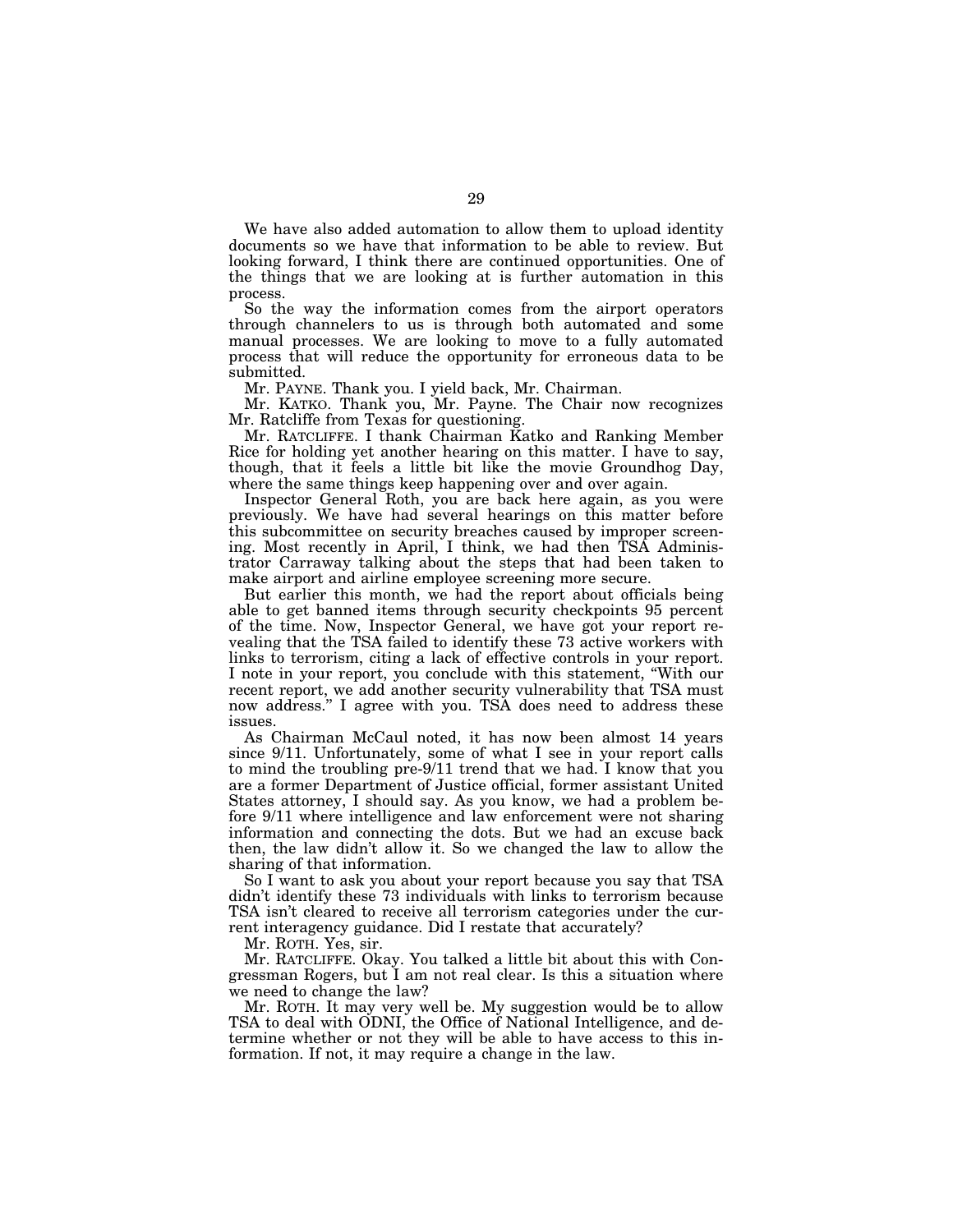We have also added automation to allow them to upload identity documents so we have that information to be able to review. But looking forward, I think there are continued opportunities. One of the things that we are looking at is further automation in this process.

So the way the information comes from the airport operators through channelers to us is through both automated and some manual processes. We are looking to move to a fully automated process that will reduce the opportunity for erroneous data to be submitted.

Mr. PAYNE. Thank you. I yield back, Mr. Chairman.

Mr. KATKO. Thank you, Mr. Payne. The Chair now recognizes Mr. Ratcliffe from Texas for questioning.

Mr. RATCLIFFE. I thank Chairman Katko and Ranking Member Rice for holding yet another hearing on this matter. I have to say, though, that it feels a little bit like the movie Groundhog Day, where the same things keep happening over and over again.

Inspector General Roth, you are back here again, as you were previously. We have had several hearings on this matter before this subcommittee on security breaches caused by improper screening. Most recently in April, I think, we had then TSA Administrator Carraway talking about the steps that had been taken to make airport and airline employee screening more secure.

But earlier this month, we had the report about officials being able to get banned items through security checkpoints 95 percent of the time. Now, Inspector General, we have got your report revealing that the TSA failed to identify these 73 active workers with links to terrorism, citing a lack of effective controls in your report. I note in your report, you conclude with this statement, "With our recent report, we add another security vulnerability that TSA must now address." I agree with you. TSA does need to address these issues.

As Chairman McCaul noted, it has now been almost 14 years since 9/11. Unfortunately, some of what I see in your report calls to mind the troubling pre-9/11 trend that we had. I know that you are a former Department of Justice official, former assistant United States attorney, I should say. As you know, we had a problem before 9/11 where intelligence and law enforcement were not sharing information and connecting the dots. But we had an excuse back then, the law didn't allow it. So we changed the law to allow the sharing of that information.

So I want to ask you about your report because you say that TSA didn't identify these 73 individuals with links to terrorism because TSA isn't cleared to receive all terrorism categories under the current interagency guidance. Did I restate that accurately?

Mr. ROTH. Yes, sir.

Mr. RATCLIFFE. Okay. You talked a little bit about this with Congressman Rogers, but I am not real clear. Is this a situation where we need to change the law?

Mr. ROTH. It may very well be. My suggestion would be to allow TSA to deal with ODNI, the Office of National Intelligence, and determine whether or not they will be able to have access to this information. If not, it may require a change in the law.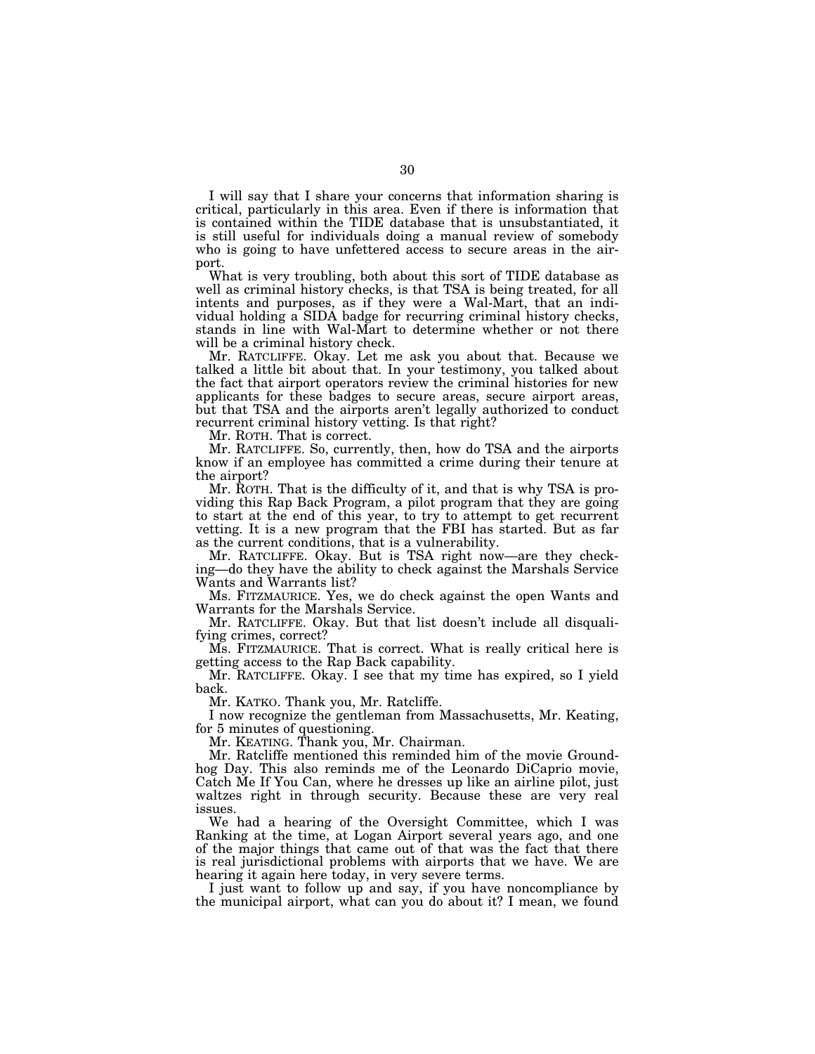I will say that I share your concerns that information sharing is critical, particularly in this area. Even if there is information that is contained within the TIDE database that is unsubstantiated, it is still useful for individuals doing a manual review of somebody who is going to have unfettered access to secure areas in the airport.

What is very troubling, both about this sort of TIDE database as well as criminal history checks, is that TSA is being treated, for all intents and purposes, as if they were a Wal-Mart, that an individual holding a SIDA badge for recurring criminal history checks, stands in line with Wal-Mart to determine whether or not there will be a criminal history check.

Mr. RATCLIFFE. Okay. Let me ask you about that. Because we talked a little bit about that. In your testimony, you talked about the fact that airport operators review the criminal histories for new applicants for these badges to secure areas, secure airport areas, but that TSA and the airports aren't legally authorized to conduct recurrent criminal history vetting. Is that right?

Mr. ROTH. That is correct.

Mr. RATCLIFFE. So, currently, then, how do TSA and the airports know if an employee has committed a crime during their tenure at the airport?

Mr. ROTH. That is the difficulty of it, and that is why TSA is providing this Rap Back Program, a pilot program that they are going to start at the end of this year, to try to attempt to get recurrent vetting. It is a new program that the FBI has started. But as far as the current conditions, that is a vulnerability.

Mr. RATCLIFFE. Okay. But is TSA right now—are they checking—do they have the ability to check against the Marshals Service Wants and Warrants list?

Ms. FITZMAURICE. Yes, we do check against the open Wants and Warrants for the Marshals Service.

Mr. RATCLIFFE. Okay. But that list doesn't include all disqualifying crimes, correct?

Ms. FITZMAURICE. That is correct. What is really critical here is getting access to the Rap Back capability.

Mr. RATCLIFFE. Okay. I see that my time has expired, so I yield back.

Mr. KATKO. Thank you, Mr. Ratcliffe.

I now recognize the gentleman from Massachusetts, Mr. Keating, for 5 minutes of questioning.

Mr. KEATING. Thank you, Mr. Chairman.

Mr. Ratcliffe mentioned this reminded him of the movie Groundhog Day. This also reminds me of the Leonardo DiCaprio movie, Catch Me If You Can, where he dresses up like an airline pilot, just waltzes right in through security. Because these are very real issues.

We had a hearing of the Oversight Committee, which I was Ranking at the time, at Logan Airport several years ago, and one of the major things that came out of that was the fact that there is real jurisdictional problems with airports that we have. We are hearing it again here today, in very severe terms.

I just want to follow up and say, if you have noncompliance by the municipal airport, what can you do about it? I mean, we found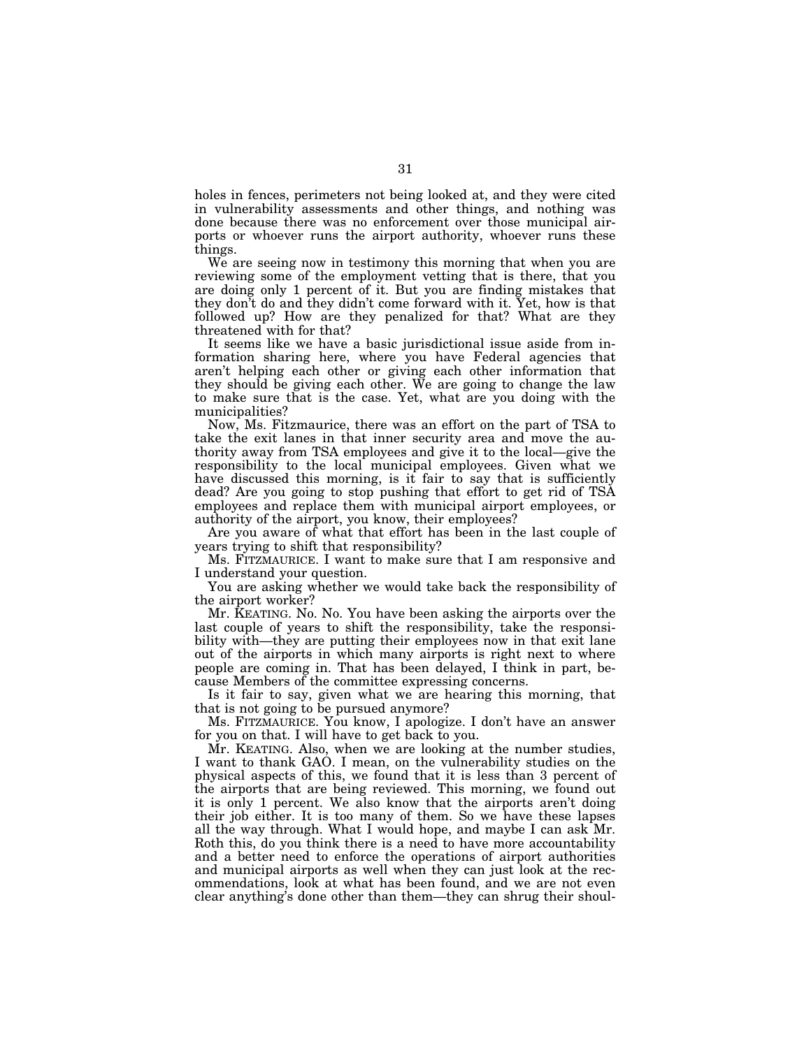holes in fences, perimeters not being looked at, and they were cited in vulnerability assessments and other things, and nothing was done because there was no enforcement over those municipal airports or whoever runs the airport authority, whoever runs these things.

We are seeing now in testimony this morning that when you are reviewing some of the employment vetting that is there, that you are doing only 1 percent of it. But you are finding mistakes that they don't do and they didn't come forward with it. Yet, how is that followed up? How are they penalized for that? What are they threatened with for that?

It seems like we have a basic jurisdictional issue aside from information sharing here, where you have Federal agencies that aren't helping each other or giving each other information that they should be giving each other. We are going to change the law to make sure that is the case. Yet, what are you doing with the municipalities?

Now, Ms. Fitzmaurice, there was an effort on the part of TSA to take the exit lanes in that inner security area and move the authority away from TSA employees and give it to the local—give the responsibility to the local municipal employees. Given what we have discussed this morning, is it fair to say that is sufficiently dead? Are you going to stop pushing that effort to get rid of TSA employees and replace them with municipal airport employees, or authority of the airport, you know, their employees?

Are you aware of what that effort has been in the last couple of years trying to shift that responsibility?

Ms. FITZMAURICE. I want to make sure that I am responsive and I understand your question.

You are asking whether we would take back the responsibility of the airport worker?

Mr. KEATING. No. No. You have been asking the airports over the last couple of years to shift the responsibility, take the responsibility with—they are putting their employees now in that exit lane out of the airports in which many airports is right next to where people are coming in. That has been delayed, I think in part, because Members of the committee expressing concerns.

Is it fair to say, given what we are hearing this morning, that that is not going to be pursued anymore?

Ms. FITZMAURICE. You know, I apologize. I don't have an answer for you on that. I will have to get back to you.

Mr. KEATING. Also, when we are looking at the number studies, I want to thank GAO. I mean, on the vulnerability studies on the physical aspects of this, we found that it is less than 3 percent of the airports that are being reviewed. This morning, we found out it is only 1 percent. We also know that the airports aren't doing their job either. It is too many of them. So we have these lapses all the way through. What I would hope, and maybe I can ask Mr. Roth this, do you think there is a need to have more accountability and a better need to enforce the operations of airport authorities and municipal airports as well when they can just look at the recommendations, look at what has been found, and we are not even clear anything's done other than them—they can shrug their shoul-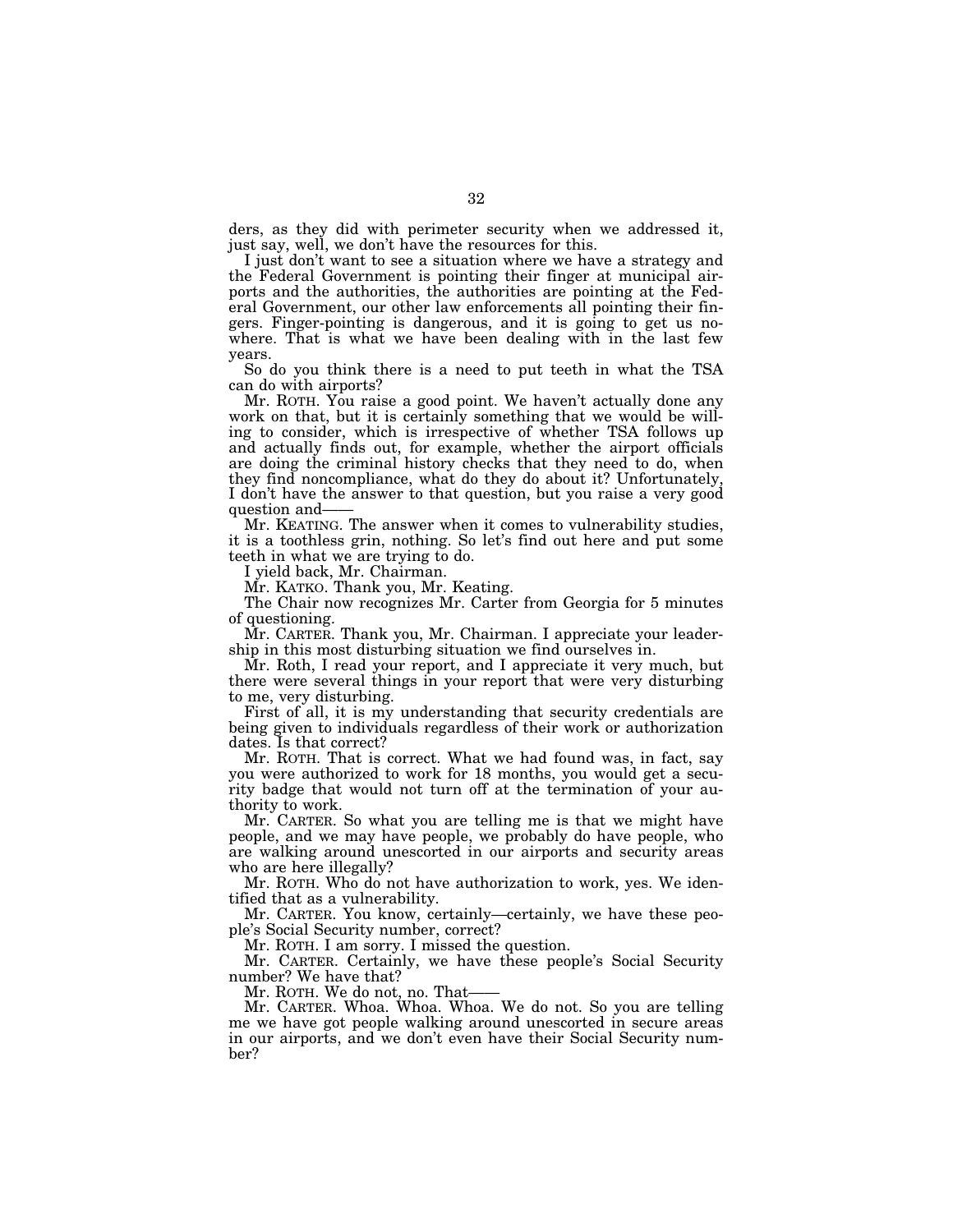ders, as they did with perimeter security when we addressed it, just say, well, we don't have the resources for this.

I just don't want to see a situation where we have a strategy and the Federal Government is pointing their finger at municipal airports and the authorities, the authorities are pointing at the Federal Government, our other law enforcements all pointing their fingers. Finger-pointing is dangerous, and it is going to get us nowhere. That is what we have been dealing with in the last few years.

So do you think there is a need to put teeth in what the TSA can do with airports?

Mr. ROTH. You raise a good point. We haven't actually done any work on that, but it is certainly something that we would be willing to consider, which is irrespective of whether TSA follows up and actually finds out, for example, whether the airport officials are doing the criminal history checks that they need to do, when they find noncompliance, what do they do about it? Unfortunately, I don't have the answer to that question, but you raise a very good question and——

Mr. KEATING. The answer when it comes to vulnerability studies, it is a toothless grin, nothing. So let's find out here and put some teeth in what we are trying to do.

I yield back, Mr. Chairman.

Mr. KATKO. Thank you, Mr. Keating.

The Chair now recognizes Mr. Carter from Georgia for 5 minutes of questioning.

Mr. CARTER. Thank you, Mr. Chairman. I appreciate your leadership in this most disturbing situation we find ourselves in.

Mr. Roth, I read your report, and I appreciate it very much, but there were several things in your report that were very disturbing to me, very disturbing.

First of all, it is my understanding that security credentials are being given to individuals regardless of their work or authorization dates. Is that correct?

Mr. ROTH. That is correct. What we had found was, in fact, say you were authorized to work for 18 months, you would get a security badge that would not turn off at the termination of your authority to work.

Mr. CARTER. So what you are telling me is that we might have people, and we may have people, we probably do have people, who are walking around unescorted in our airports and security areas who are here illegally?

Mr. ROTH. Who do not have authorization to work, yes. We identified that as a vulnerability.

Mr. CARTER. You know, certainly—certainly, we have these people's Social Security number, correct?

Mr. ROTH. I am sorry. I missed the question.

Mr. CARTER. Certainly, we have these people's Social Security number? We have that?

Mr. ROTH. We do not, no. That——

Mr. CARTER. Whoa. Whoa. Whoa. We do not. So you are telling me we have got people walking around unescorted in secure areas in our airports, and we don't even have their Social Security number?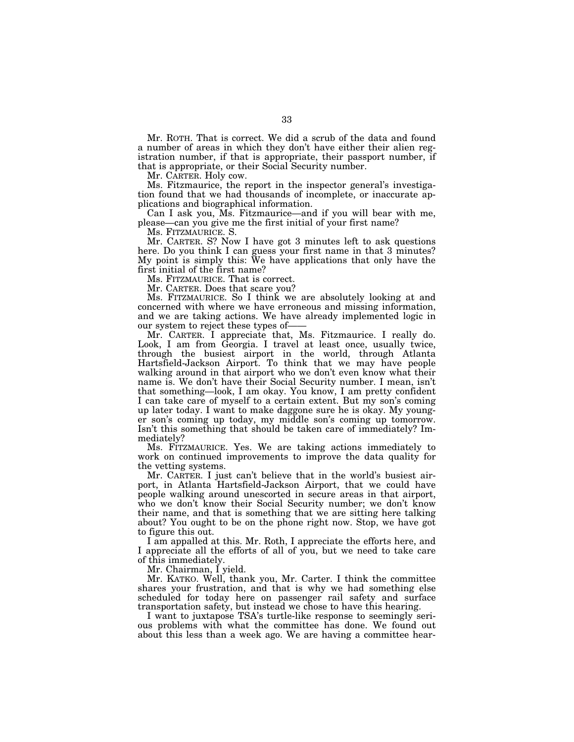Mr. ROTH. That is correct. We did a scrub of the data and found a number of areas in which they don't have either their alien registration number, if that is appropriate, their passport number, if that is appropriate, or their Social Security number.

Mr. CARTER. Holy cow.

Ms. Fitzmaurice, the report in the inspector general's investigation found that we had thousands of incomplete, or inaccurate applications and biographical information.

Can I ask you, Ms. Fitzmaurice—and if you will bear with me, please—can you give me the first initial of your first name?

Ms. FITZMAURICE. S.

Mr. CARTER. S? Now I have got 3 minutes left to ask questions here. Do you think I can guess your first name in that 3 minutes? My point is simply this: We have applications that only have the first initial of the first name?

Ms. FITZMAURICE. That is correct.

Mr. CARTER. Does that scare you?

Ms. FITZMAURICE. So I think we are absolutely looking at and concerned with where we have erroneous and missing information, and we are taking actions. We have already implemented logic in our system to reject these types of——

Mr. CARTER. I appreciate that, Ms. Fitzmaurice. I really do. Look, I am from Georgia. I travel at least once, usually twice, through the busiest airport in the world, through Atlanta Hartsfield-Jackson Airport. To think that we may have people walking around in that airport who we don't even know what their name is. We don't have their Social Security number. I mean, isn't that something—look, I am okay. You know, I am pretty confident I can take care of myself to a certain extent. But my son's coming up later today. I want to make daggone sure he is okay. My younger son's coming up today, my middle son's coming up tomorrow. Isn't this something that should be taken care of immediately? Immediately?

Ms. FITZMAURICE. Yes. We are taking actions immediately to work on continued improvements to improve the data quality for the vetting systems.

Mr. CARTER. I just can't believe that in the world's busiest airport, in Atlanta Hartsfield-Jackson Airport, that we could have people walking around unescorted in secure areas in that airport, who we don't know their Social Security number; we don't know their name, and that is something that we are sitting here talking about? You ought to be on the phone right now. Stop, we have got to figure this out.

I am appalled at this. Mr. Roth, I appreciate the efforts here, and I appreciate all the efforts of all of you, but we need to take care of this immediately.

Mr. Chairman, I yield.

Mr. KATKO. Well, thank you, Mr. Carter. I think the committee shares your frustration, and that is why we had something else scheduled for today here on passenger rail safety and surface transportation safety, but instead we chose to have this hearing.

I want to juxtapose TSA's turtle-like response to seemingly serious problems with what the committee has done. We found out about this less than a week ago. We are having a committee hear-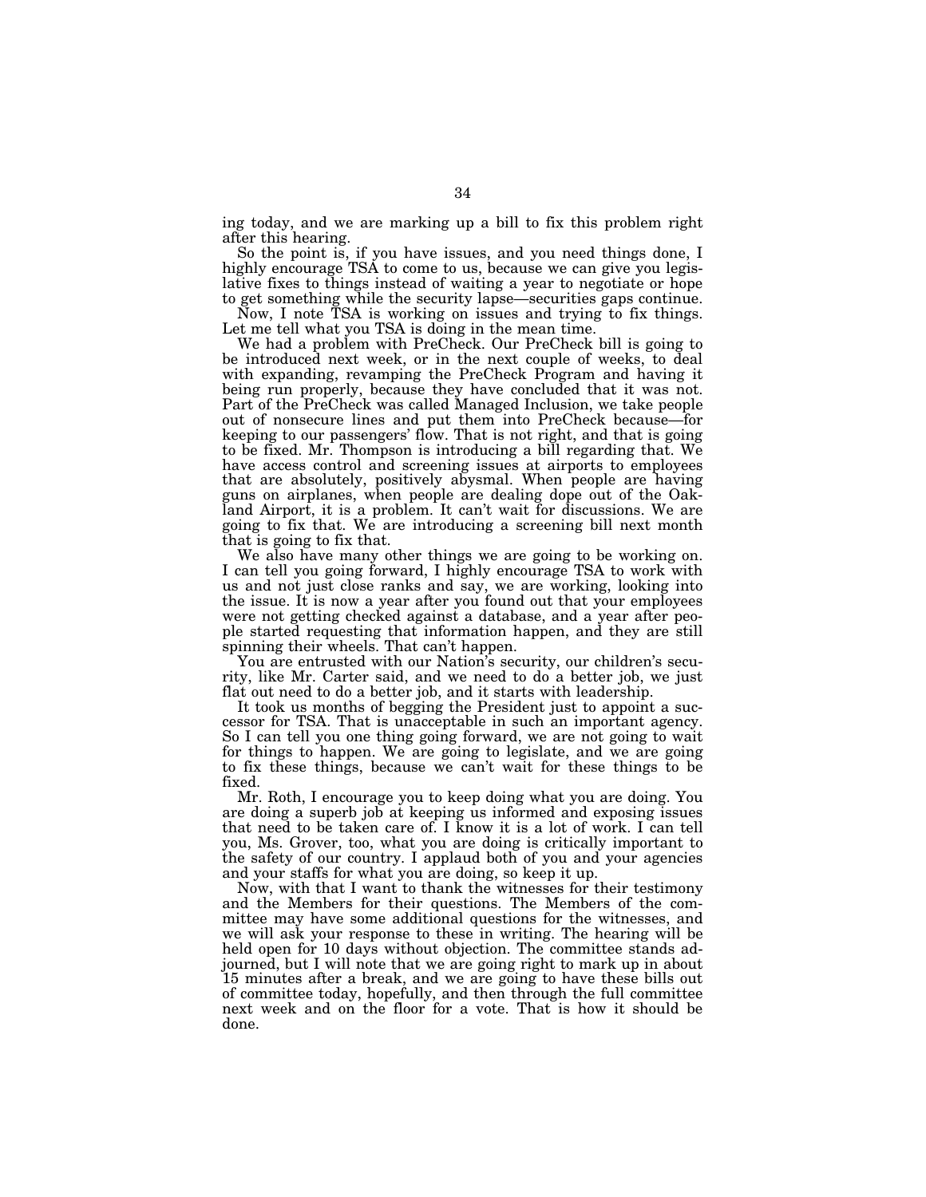ing today, and we are marking up a bill to fix this problem right after this hearing.

So the point is, if you have issues, and you need things done, I highly encourage TSA to come to us, because we can give you legislative fixes to things instead of waiting a year to negotiate or hope to get something while the security lapse—securities gaps continue.

Now, I note TSA is working on issues and trying to fix things. Let me tell what you TSA is doing in the mean time.

We had a problem with PreCheck. Our PreCheck bill is going to be introduced next week, or in the next couple of weeks, to deal with expanding, revamping the PreCheck Program and having it being run properly, because they have concluded that it was not. Part of the PreCheck was called Managed Inclusion, we take people out of nonsecure lines and put them into PreCheck because—for keeping to our passengers' flow. That is not right, and that is going to be fixed. Mr. Thompson is introducing a bill regarding that. We have access control and screening issues at airports to employees that are absolutely, positively abysmal. When people are having guns on airplanes, when people are dealing dope out of the Oakland Airport, it is a problem. It can't wait for discussions. We are going to fix that. We are introducing a screening bill next month that is going to fix that.

We also have many other things we are going to be working on. I can tell you going forward, I highly encourage TSA to work with us and not just close ranks and say, we are working, looking into the issue. It is now a year after you found out that your employees were not getting checked against a database, and a year after people started requesting that information happen, and they are still spinning their wheels. That can't happen.

You are entrusted with our Nation's security, our children's security, like Mr. Carter said, and we need to do a better job, we just flat out need to do a better job, and it starts with leadership.

It took us months of begging the President just to appoint a successor for TSA. That is unacceptable in such an important agency. So I can tell you one thing going forward, we are not going to wait for things to happen. We are going to legislate, and we are going to fix these things, because we can't wait for these things to be fixed.

Mr. Roth, I encourage you to keep doing what you are doing. You are doing a superb job at keeping us informed and exposing issues that need to be taken care of. I know it is a lot of work. I can tell you, Ms. Grover, too, what you are doing is critically important to the safety of our country. I applaud both of you and your agencies and your staffs for what you are doing, so keep it up.

Now, with that I want to thank the witnesses for their testimony and the Members for their questions. The Members of the committee may have some additional questions for the witnesses, and we will ask your response to these in writing. The hearing will be held open for 10 days without objection. The committee stands adjourned, but I will note that we are going right to mark up in about 15 minutes after a break, and we are going to have these bills out of committee today, hopefully, and then through the full committee next week and on the floor for a vote. That is how it should be done.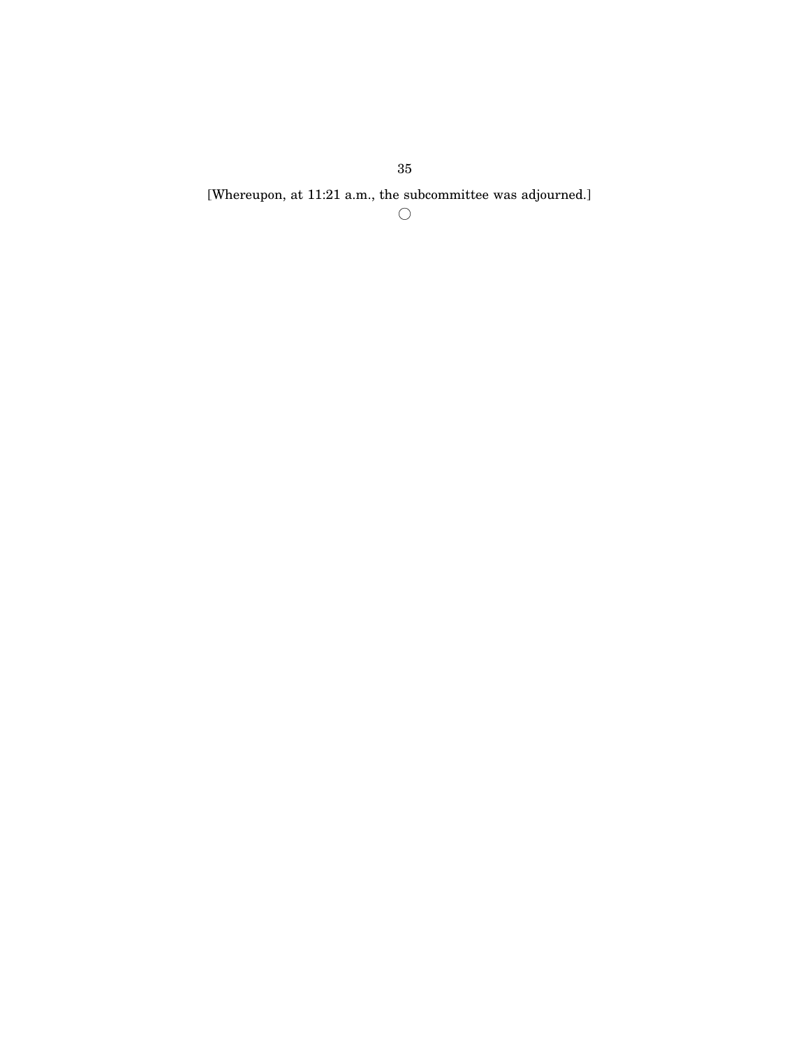[Whereupon, at 11:21 a.m., the subcommittee was adjourned.]

○